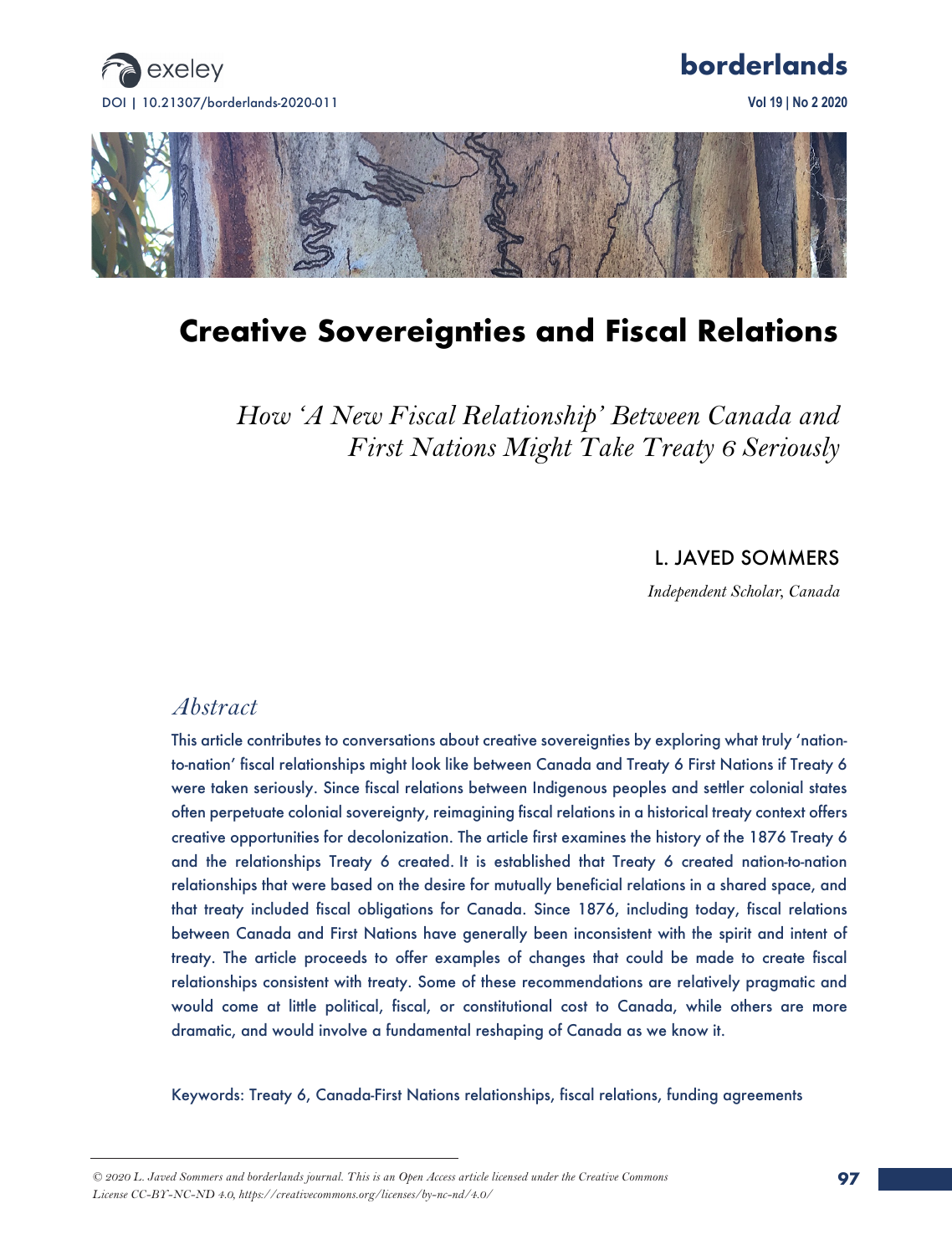# Creative Sovereignties and Fiscal Relations

*How 'A New Fiscal Relationship' Between Canada and First Nations Might Take Treaty 6 Seriously*

L. JAVED SOMMERS

*Independent Scholar, Canada*

## *Abstract*

This article contributes to conversations about creative sovereignties by exploring what truly 'nation-to-nation' fiscal relationships might look like between Canada and Treaty 6 First Nations if Treaty 6 were taken seriously. Since fiscal relations between Indigenous peoples and settler colonial states often perpetuate colonial sovereignty, reimagining fiscal relations in a historical treaty context offers creative opportunities for decolonization. The article first examines the history of the 1876 Treaty 6 and the relationships Treaty 6 created. It is established that Treaty 6 created nation-to-nation relationships that were based on the desire for mutually beneficial relations in a shared space, and that treaty included fiscal obligations for Canada. Since 1876, including today, fiscal relations between Canada and First Nations have generally been inconsistent with the spirit and intent of treaty. The article proceeds to offer examples of changes that could be made to create fiscal relationships consistent with treaty. Some of these recommendations are relatively pragmatic and would come at little political, fiscal, or constitutional cost to Canada, while others are more dramatic, and would involve a fundamental reshaping of Canada as we know it.

Keywords: Treaty 6, Canada-First Nations relationships, fiscal relations, funding agreements

*© 2020 L. Javed Sommers and borderlands journal. This is an Open Access article licensed under the Creative Commons License CC-BY-NC-ND 4.0, https://creativecommons.org/licenses/by-nc-nd/4.0/*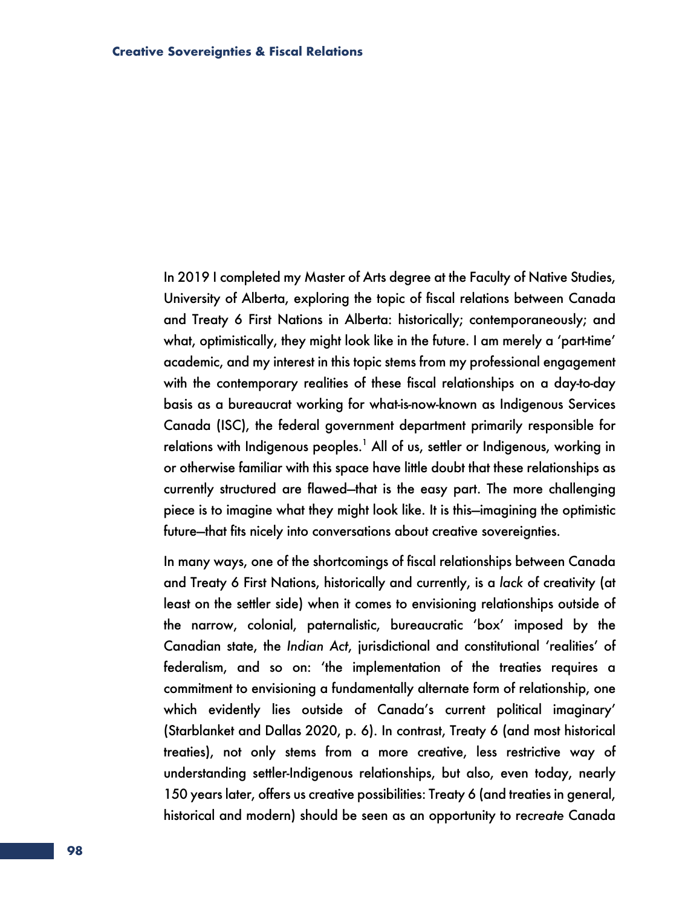In 2019 I completed my Master of Arts degree at the Faculty of Native Studies, University of Alberta, exploring the topic of fiscal relations between Canada and Treaty 6 First Nations in Alberta: historically; contemporaneously; and what, optimistically, they might look like in the future. I am merely a 'part-time' academic, and my interest in this topic stems from my professional engagement with the contemporary realities of these fiscal relationships on a day-to-day basis as a bureaucrat working for what-is-now-known as Indigenous Services Canada (ISC), the federal government department primarily responsible for relations with Indigenous peoples.[1] All of us, settler or Indigenous, working in or otherwise familiar with this space have little doubt that these relationships as currently structured are flawed—that is the easy part. The more challenging piece is to imagine what they might look like. It is this—imagining the optimistic future—that fits nicely into conversations about creative sovereignties.

In many ways, one of the shortcomings of fiscal relationships between Canada and Treaty 6 First Nations, historically and currently, is a *lack* of creativity (at least on the settler side) when it comes to envisioning relationships outside of the narrow, colonial, paternalistic, bureaucratic 'box' imposed by the Canadian state, the *Indian Act*, jurisdictional and constitutional 'realities' of federalism, and so on: 'the implementation of the treaties requires a commitment to envisioning a fundamentally alternate form of relationship, one which evidently lies outside of Canada's current political imaginary' (Starblanket and Dallas 2020, p. 6). In contrast, Treaty 6 (and most historical treaties), not only stems from a more creative, less restrictive way of understanding settler-Indigenous relationships, but also, even today, nearly 150 years later, offers us creative possibilities: Treaty 6 (and treaties in general, historical and modern) should be seen as an opportunity to re*create* Canada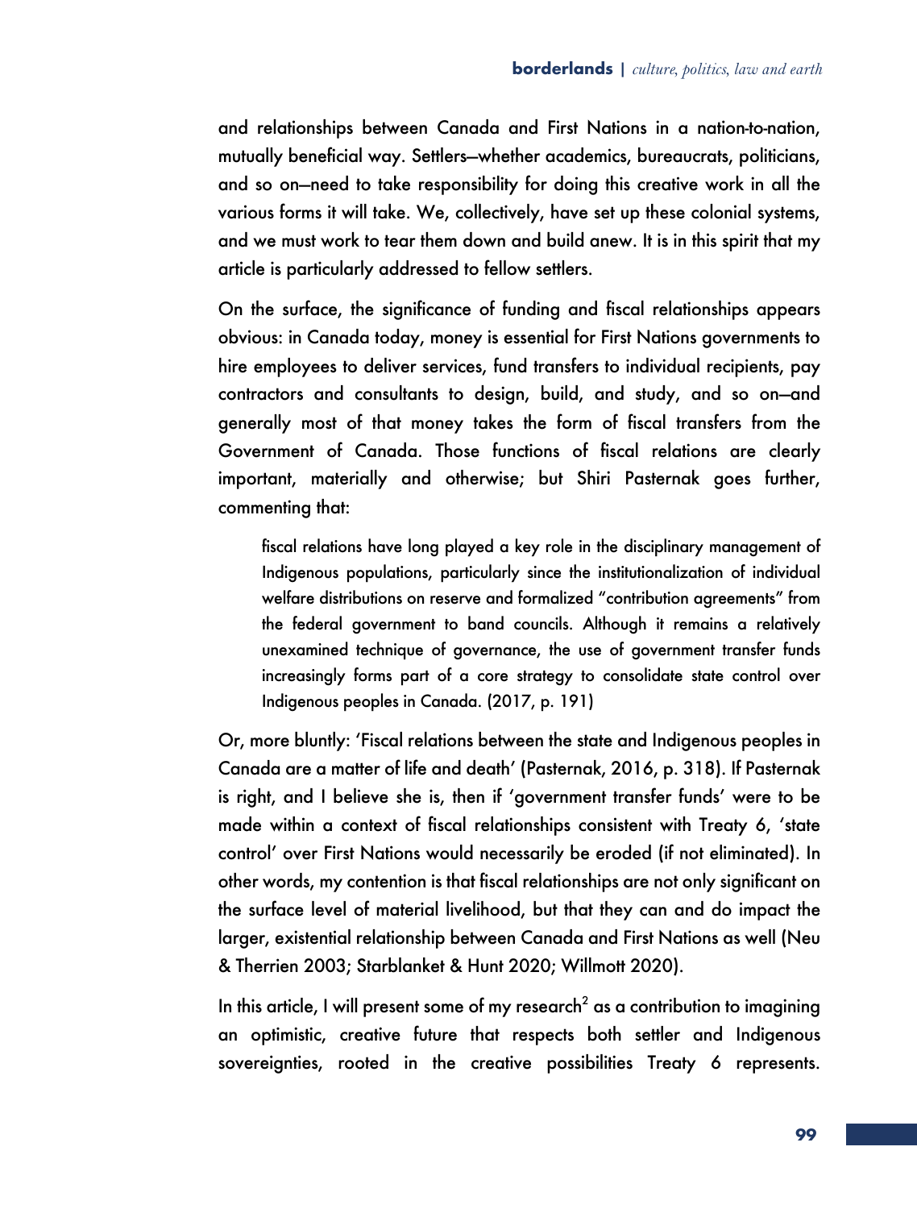and relationships between Canada and First Nations in a nation-to-nation, mutually beneficial way. Settlers—whether academics, bureaucrats, politicians, and so on—need to take responsibility for doing this creative work in all the various forms it will take. We, collectively, have set up these colonial systems, and we must work to tear them down and build anew. It is in this spirit that my article is particularly addressed to fellow settlers.

On the surface, the significance of funding and fiscal relationships appears obvious: in Canada today, money is essential for First Nations governments to hire employees to deliver services, fund transfers to individual recipients, pay contractors and consultants to design, build, and study, and so on—and generally most of that money takes the form of fiscal transfers from the Government of Canada. Those functions of fiscal relations are clearly important, materially and otherwise; but Shiri Pasternak goes further, commenting that:

> fiscal relations have long played a key role in the disciplinary management of Indigenous populations, particularly since the institutionalization of individual welfare distributions on reserve and formalized "contribution agreements" from the federal government to band councils. Although it remains a relatively unexamined technique of governance, the use of government transfer funds increasingly forms part of a core strategy to consolidate state control over Indigenous peoples in Canada. (2017, p. 191)

Or, more bluntly: 'Fiscal relations between the state and Indigenous peoples in Canada are a matter of life and death' (Pasternak, 2016, p. 318). If Pasternak is right, and I believe she is, then if 'government transfer funds' were to be made within a context of fiscal relationships consistent with Treaty 6, 'state control' over First Nations would necessarily be eroded (if not eliminated). In other words, my contention is that fiscal relationships are not only significant on the surface level of material livelihood, but that they can and do impact the larger, existential relationship between Canada and First Nations as well (Neu & Therrien 2003; Starblanket & Hunt 2020; Willmott 2020).

In this article, I will present some of my research[2] as a contribution to imagining an optimistic, creative future that respects both settler and Indigenous sovereignties, rooted in the creative possibilities Treaty 6 represents.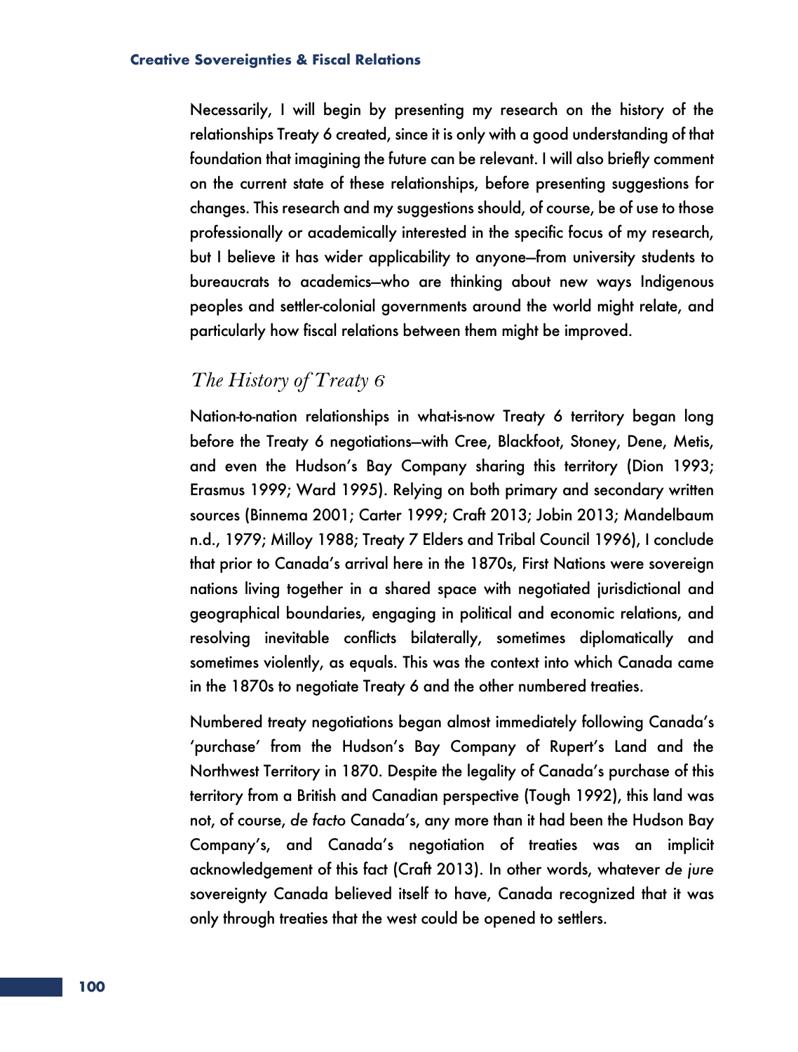Necessarily, I will begin by presenting my research on the history of the relationships Treaty 6 created, since it is only with a good understanding of that foundation that imagining the future can be relevant. I will also briefly comment on the current state of these relationships, before presenting suggestions for changes. This research and my suggestions should, of course, be of use to those professionally or academically interested in the specific focus of my research, but I believe it has wider applicability to anyone—from university students to bureaucrats to academics—who are thinking about new ways Indigenous peoples and settler-colonial governments around the world might relate, and particularly how fiscal relations between them might be improved.

## *The History of Treaty 6*

Nation-to-nation relationships in what-is-now Treaty 6 territory began long before the Treaty 6 negotiations—with Cree, Blackfoot, Stoney, Dene, Metis, and even the Hudson's Bay Company sharing this territory (Dion 1993; Erasmus 1999; Ward 1995). Relying on both primary and secondary written sources (Binnema 2001; Carter 1999; Craft 2013; Jobin 2013; Mandelbaum n.d., 1979; Milloy 1988; Treaty 7 Elders and Tribal Council 1996), I conclude that prior to Canada's arrival here in the 1870s, First Nations were sovereign nations living together in a shared space with negotiated jurisdictional and geographical boundaries, engaging in political and economic relations, and resolving inevitable conflicts bilaterally, sometimes diplomatically and sometimes violently, as equals. This was the context into which Canada came in the 1870s to negotiate Treaty 6 and the other numbered treaties.

Numbered treaty negotiations began almost immediately following Canada's 'purchase' from the Hudson's Bay Company of Rupert's Land and the Northwest Territory in 1870. Despite the legality of Canada's purchase of this territory from a British and Canadian perspective (Tough 1992), this land was not, of course, *de facto* Canada's, any more than it had been the Hudson Bay Company's, and Canada's negotiation of treaties was an implicit acknowledgement of this fact (Craft 2013). In other words, whatever *de jure* sovereignty Canada believed itself to have, Canada recognized that it was only through treaties that the west could be opened to settlers.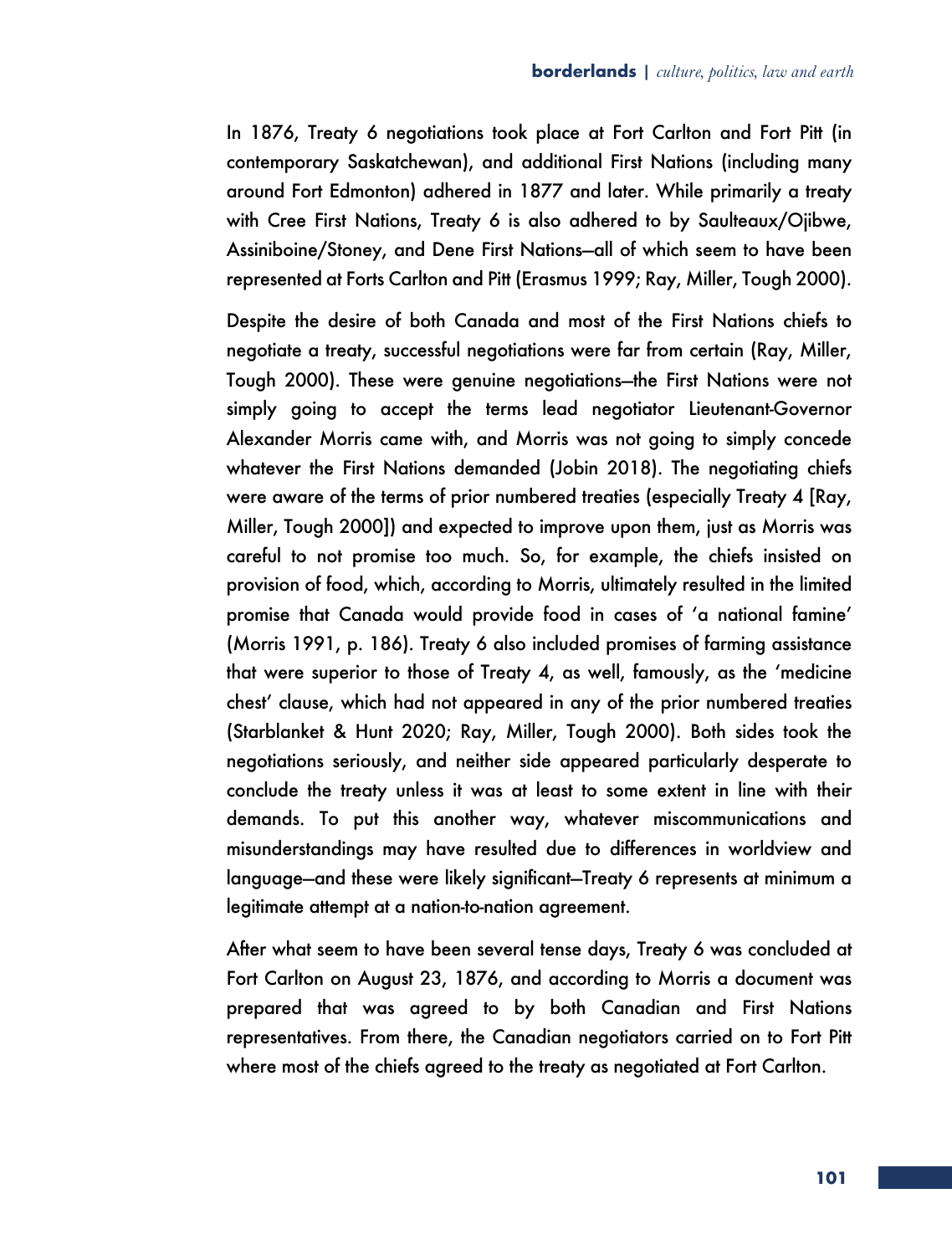In 1876, Treaty 6 negotiations took place at Fort Carlton and Fort Pitt (in contemporary Saskatchewan), and additional First Nations (including many around Fort Edmonton) adhered in 1877 and later. While primarily a treaty with Cree First Nations, Treaty 6 is also adhered to by Saulteaux/Ojibwe, Assiniboine/Stoney, and Dene First Nations—all of which seem to have been represented at Forts Carlton and Pitt (Erasmus 1999; Ray, Miller, Tough 2000).

Despite the desire of both Canada and most of the First Nations chiefs to negotiate a treaty, successful negotiations were far from certain (Ray, Miller, Tough 2000). These were genuine negotiations—the First Nations were not simply going to accept the terms lead negotiator Lieutenant-Governor Alexander Morris came with, and Morris was not going to simply concede whatever the First Nations demanded (Jobin 2018). The negotiating chiefs were aware of the terms of prior numbered treaties (especially Treaty 4 [Ray, Miller, Tough 2000]) and expected to improve upon them, just as Morris was careful to not promise too much. So, for example, the chiefs insisted on provision of food, which, according to Morris, ultimately resulted in the limited promise that Canada would provide food in cases of 'a national famine' (Morris 1991, p. 186). Treaty 6 also included promises of farming assistance that were superior to those of Treaty 4, as well, famously, as the 'medicine chest' clause, which had not appeared in any of the prior numbered treaties (Starblanket & Hunt 2020; Ray, Miller, Tough 2000). Both sides took the negotiations seriously, and neither side appeared particularly desperate to conclude the treaty unless it was at least to some extent in line with their demands. To put this another way, whatever miscommunications and misunderstandings may have resulted due to differences in worldview and language—and these were likely significant—Treaty 6 represents at minimum a legitimate attempt at a nation-to-nation agreement.

After what seem to have been several tense days, Treaty 6 was concluded at Fort Carlton on August 23, 1876, and according to Morris a document was prepared that was agreed to by both Canadian and First Nations representatives. From there, the Canadian negotiators carried on to Fort Pitt where most of the chiefs agreed to the treaty as negotiated at Fort Carlton.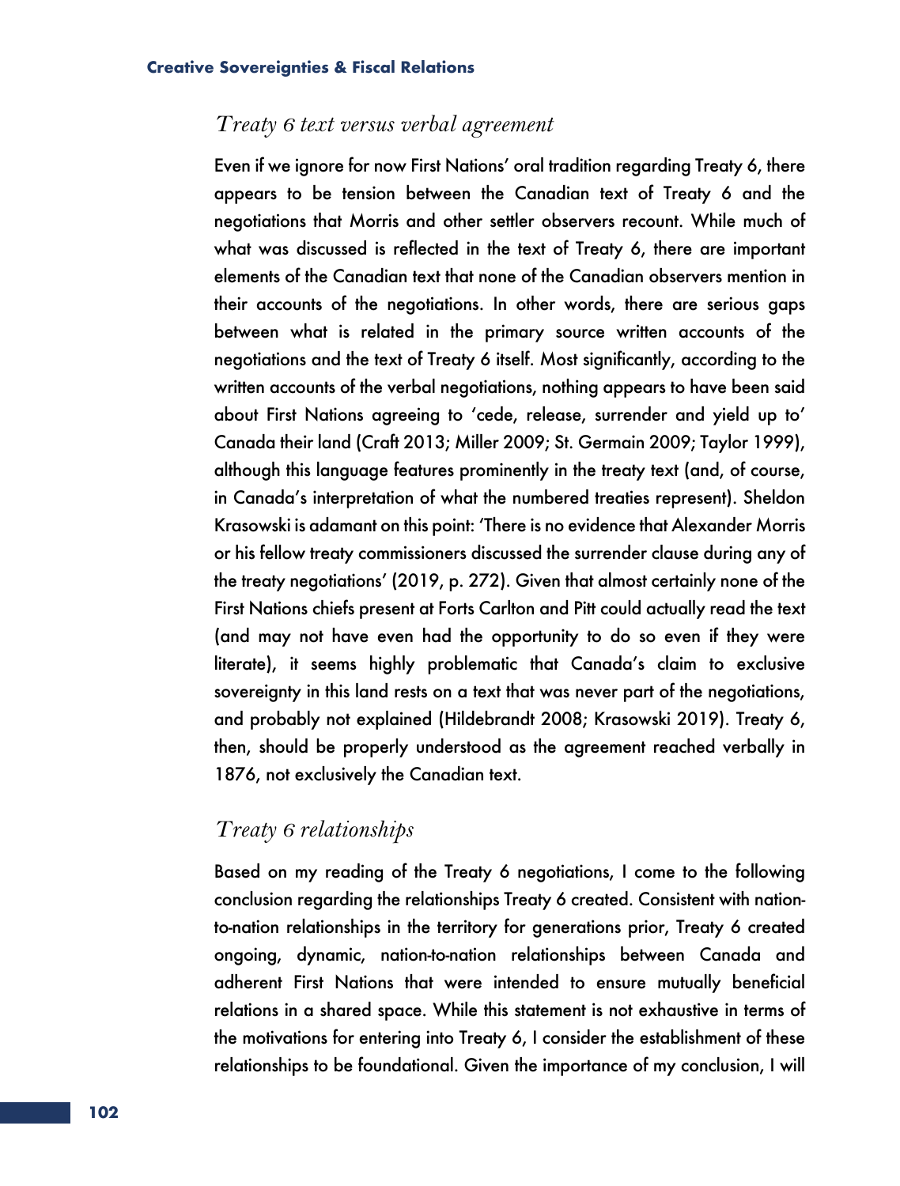### *Treaty 6 text versus verbal agreement*

Even if we ignore for now First Nations' oral tradition regarding Treaty 6, there appears to be tension between the Canadian text of Treaty 6 and the negotiations that Morris and other settler observers recount. While much of what was discussed is reflected in the text of Treaty 6, there are important elements of the Canadian text that none of the Canadian observers mention in their accounts of the negotiations. In other words, there are serious gaps between what is related in the primary source written accounts of the negotiations and the text of Treaty 6 itself. Most significantly, according to the written accounts of the verbal negotiations, nothing appears to have been said about First Nations agreeing to 'cede, release, surrender and yield up to' Canada their land (Craft 2013; Miller 2009; St. Germain 2009; Taylor 1999), although this language features prominently in the treaty text (and, of course, in Canada's interpretation of what the numbered treaties represent). Sheldon Krasowski is adamant on this point: 'There is no evidence that Alexander Morris or his fellow treaty commissioners discussed the surrender clause during any of the treaty negotiations' (2019, p. 272). Given that almost certainly none of the First Nations chiefs present at Forts Carlton and Pitt could actually read the text (and may not have even had the opportunity to do so even if they were literate), it seems highly problematic that Canada's claim to exclusive sovereignty in this land rests on a text that was never part of the negotiations, and probably not explained (Hildebrandt 2008; Krasowski 2019). Treaty 6, then, should be properly understood as the agreement reached verbally in 1876, not exclusively the Canadian text.

### *Treaty 6 relationships*

Based on my reading of the Treaty 6 negotiations, I come to the following conclusion regarding the relationships Treaty 6 created. Consistent with nation-to-nation relationships in the territory for generations prior, Treaty 6 created ongoing, dynamic, nation-to-nation relationships between Canada and adherent First Nations that were intended to ensure mutually beneficial relations in a shared space. While this statement is not exhaustive in terms of the motivations for entering into Treaty 6, I consider the establishment of these relationships to be foundational. Given the importance of my conclusion, I will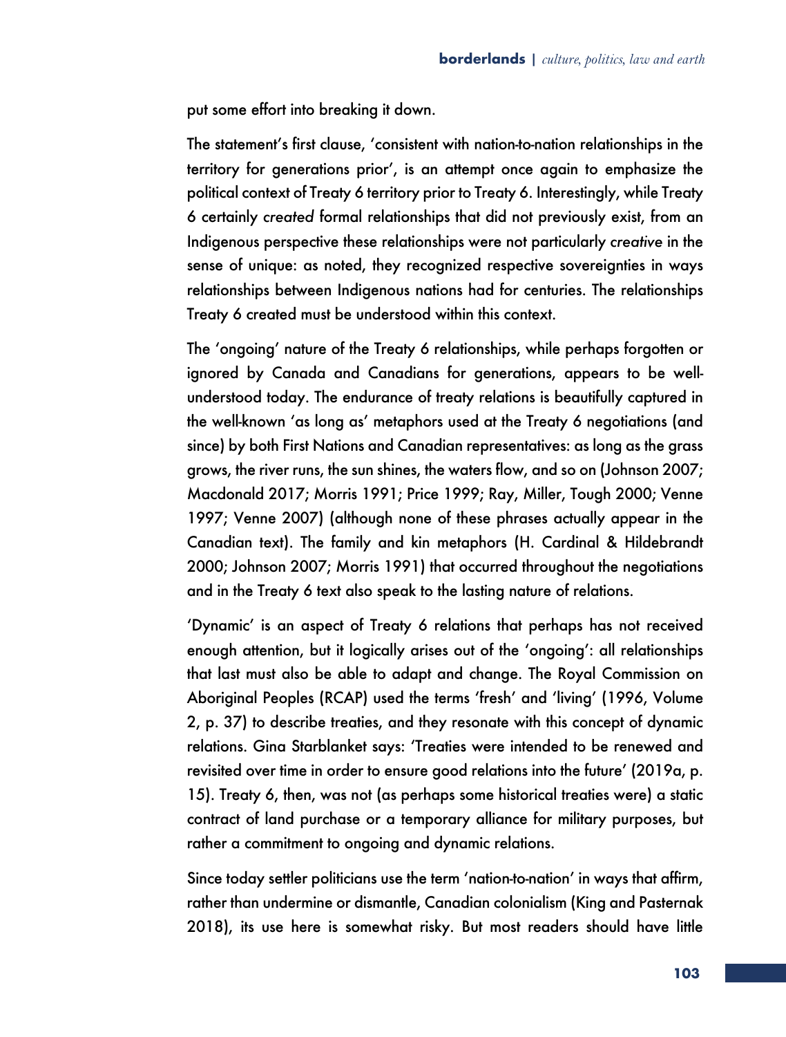put some effort into breaking it down.

The statement's first clause, 'consistent with nation-to-nation relationships in the territory for generations prior', is an attempt once again to emphasize the political context of Treaty 6 territory prior to Treaty 6. Interestingly, while Treaty 6 certainly *created* formal relationships that did not previously exist, from an Indigenous perspective these relationships were not particularly *creative* in the sense of unique: as noted, they recognized respective sovereignties in ways relationships between Indigenous nations had for centuries. The relationships Treaty 6 created must be understood within this context.

The 'ongoing' nature of the Treaty 6 relationships, while perhaps forgotten or ignored by Canada and Canadians for generations, appears to be well-understood today. The endurance of treaty relations is beautifully captured in the well-known 'as long as' metaphors used at the Treaty 6 negotiations (and since) by both First Nations and Canadian representatives: as long as the grass grows, the river runs, the sun shines, the waters flow, and so on (Johnson 2007; Macdonald 2017; Morris 1991; Price 1999; Ray, Miller, Tough 2000; Venne 1997; Venne 2007) (although none of these phrases actually appear in the Canadian text). The family and kin metaphors (H. Cardinal & Hildebrandt 2000; Johnson 2007; Morris 1991) that occurred throughout the negotiations and in the Treaty 6 text also speak to the lasting nature of relations.

'Dynamic' is an aspect of Treaty 6 relations that perhaps has not received enough attention, but it logically arises out of the 'ongoing': all relationships that last must also be able to adapt and change. The Royal Commission on Aboriginal Peoples (RCAP) used the terms 'fresh' and 'living' (1996, Volume 2, p. 37) to describe treaties, and they resonate with this concept of dynamic relations. Gina Starblanket says: 'Treaties were intended to be renewed and revisited over time in order to ensure good relations into the future' (2019a, p. 15). Treaty 6, then, was not (as perhaps some historical treaties were) a static contract of land purchase or a temporary alliance for military purposes, but rather a commitment to ongoing and dynamic relations.

Since today settler politicians use the term 'nation-to-nation' in ways that affirm, rather than undermine or dismantle, Canadian colonialism (King and Pasternak 2018), its use here is somewhat risky. But most readers should have little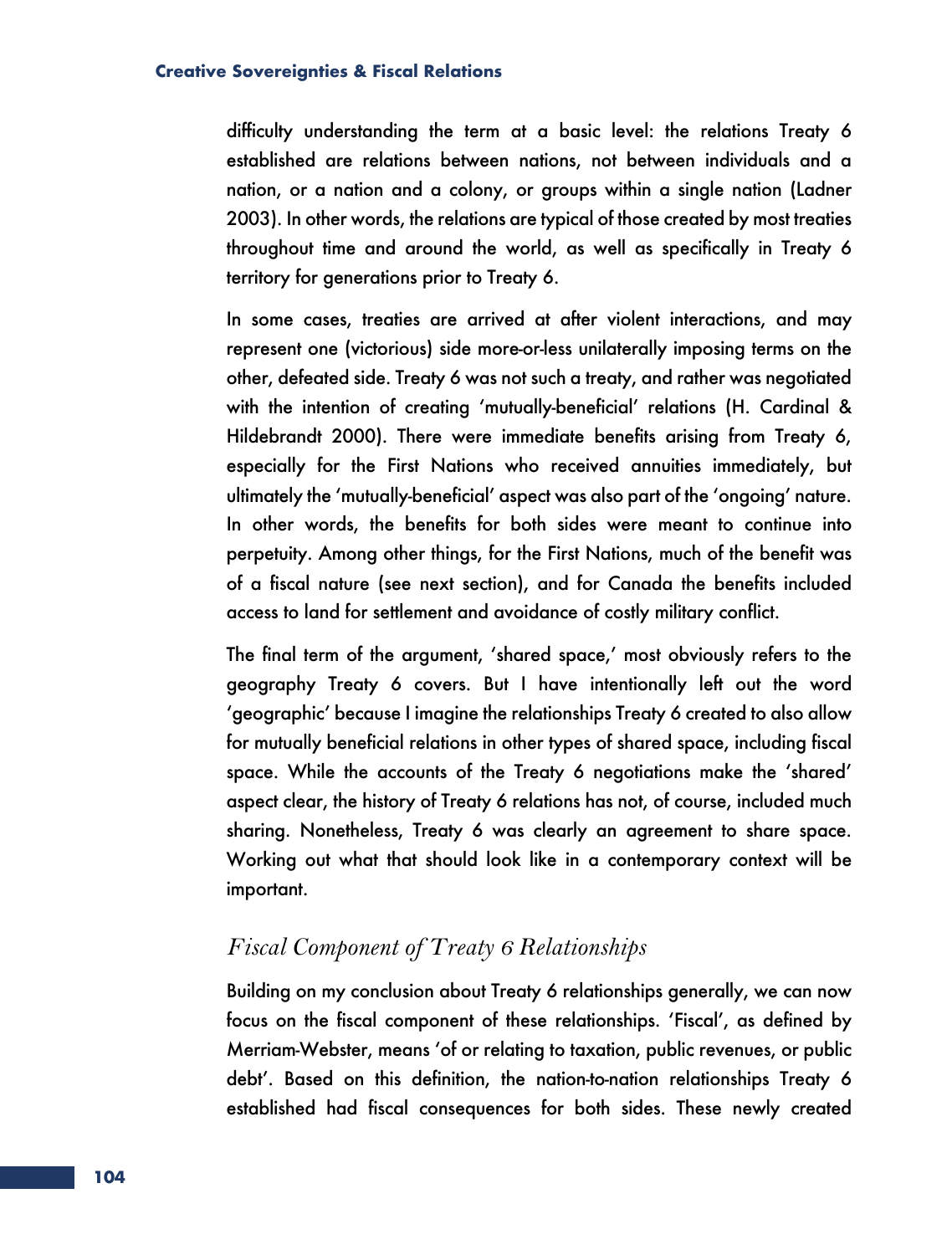difficulty understanding the term at a basic level: the relations Treaty 6 established are relations between nations, not between individuals and a nation, or a nation and a colony, or groups within a single nation (Ladner 2003). In other words, the relations are typical of those created by most treaties throughout time and around the world, as well as specifically in Treaty 6 territory for generations prior to Treaty 6.

In some cases, treaties are arrived at after violent interactions, and may represent one (victorious) side more-or-less unilaterally imposing terms on the other, defeated side. Treaty 6 was not such a treaty, and rather was negotiated with the intention of creating 'mutually-beneficial' relations (H. Cardinal & Hildebrandt 2000). There were immediate benefits arising from Treaty 6, especially for the First Nations who received annuities immediately, but ultimately the 'mutually-beneficial' aspect was also part of the 'ongoing' nature. In other words, the benefits for both sides were meant to continue into perpetuity. Among other things, for the First Nations, much of the benefit was of a fiscal nature (see next section), and for Canada the benefits included access to land for settlement and avoidance of costly military conflict.

The final term of the argument, 'shared space,' most obviously refers to the geography Treaty 6 covers. But I have intentionally left out the word 'geographic' because I imagine the relationships Treaty 6 created to also allow for mutually beneficial relations in other types of shared space, including fiscal space. While the accounts of the Treaty 6 negotiations make the 'shared' aspect clear, the history of Treaty 6 relations has not, of course, included much sharing. Nonetheless, Treaty 6 was clearly an agreement to share space. Working out what that should look like in a contemporary context will be important.

### *Fiscal Component of Treaty 6 Relationships*

Building on my conclusion about Treaty 6 relationships generally, we can now focus on the fiscal component of these relationships. 'Fiscal', as defined by Merriam-Webster, means 'of or relating to taxation, public revenues, or public debt'. Based on this definition, the nation-to-nation relationships Treaty 6 established had fiscal consequences for both sides. These newly created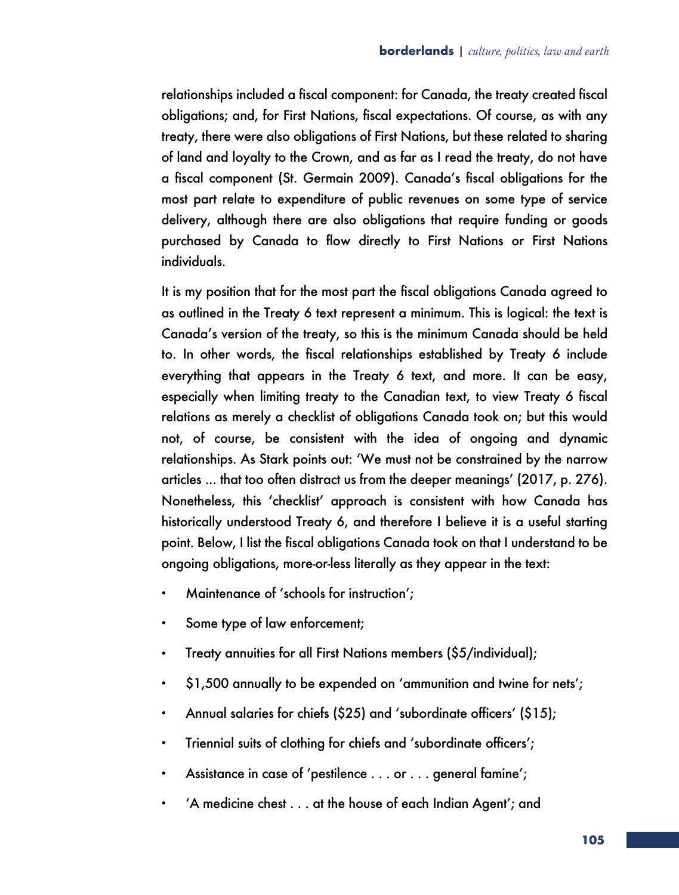relationships included a fiscal component: for Canada, the treaty created fiscal obligations; and, for First Nations, fiscal expectations. Of course, as with any treaty, there were also obligations of First Nations, but these related to sharing of land and loyalty to the Crown, and as far as I read the treaty, do not have a fiscal component (St. Germain 2009). Canada's fiscal obligations for the most part relate to expenditure of public revenues on some type of service delivery, although there are also obligations that require funding or goods purchased by Canada to flow directly to First Nations or First Nations individuals.

It is my position that for the most part the fiscal obligations Canada agreed to as outlined in the Treaty 6 text represent a minimum. This is logical: the text is Canada's version of the treaty, so this is the minimum Canada should be held to. In other words, the fiscal relationships established by Treaty 6 include everything that appears in the Treaty 6 text, and more. It can be easy, especially when limiting treaty to the Canadian text, to view Treaty 6 fiscal relations as merely a checklist of obligations Canada took on; but this would not, of course, be consistent with the idea of ongoing and dynamic relationships. As Stark points out: 'We must not be constrained by the narrow articles ... that too often distract us from the deeper meanings' (2017, p. 276). Nonetheless, this 'checklist' approach is consistent with how Canada has historically understood Treaty 6, and therefore I believe it is a useful starting point. Below, I list the fiscal obligations Canada took on that I understand to be ongoing obligations, more-or-less literally as they appear in the text:

- Maintenance of 'schools for instruction';
- Some type of law enforcement;
- Treaty annuities for all First Nations members ($5/individual);
- $1,500 annually to be expended on 'ammunition and twine for nets';
- Annual salaries for chiefs ($25) and 'subordinate officers' ($15);
- Triennial suits of clothing for chiefs and 'subordinate officers';
- Assistance in case of 'pestilence . . . or . . . general famine';
- 'A medicine chest . . . at the house of each Indian Agent'; and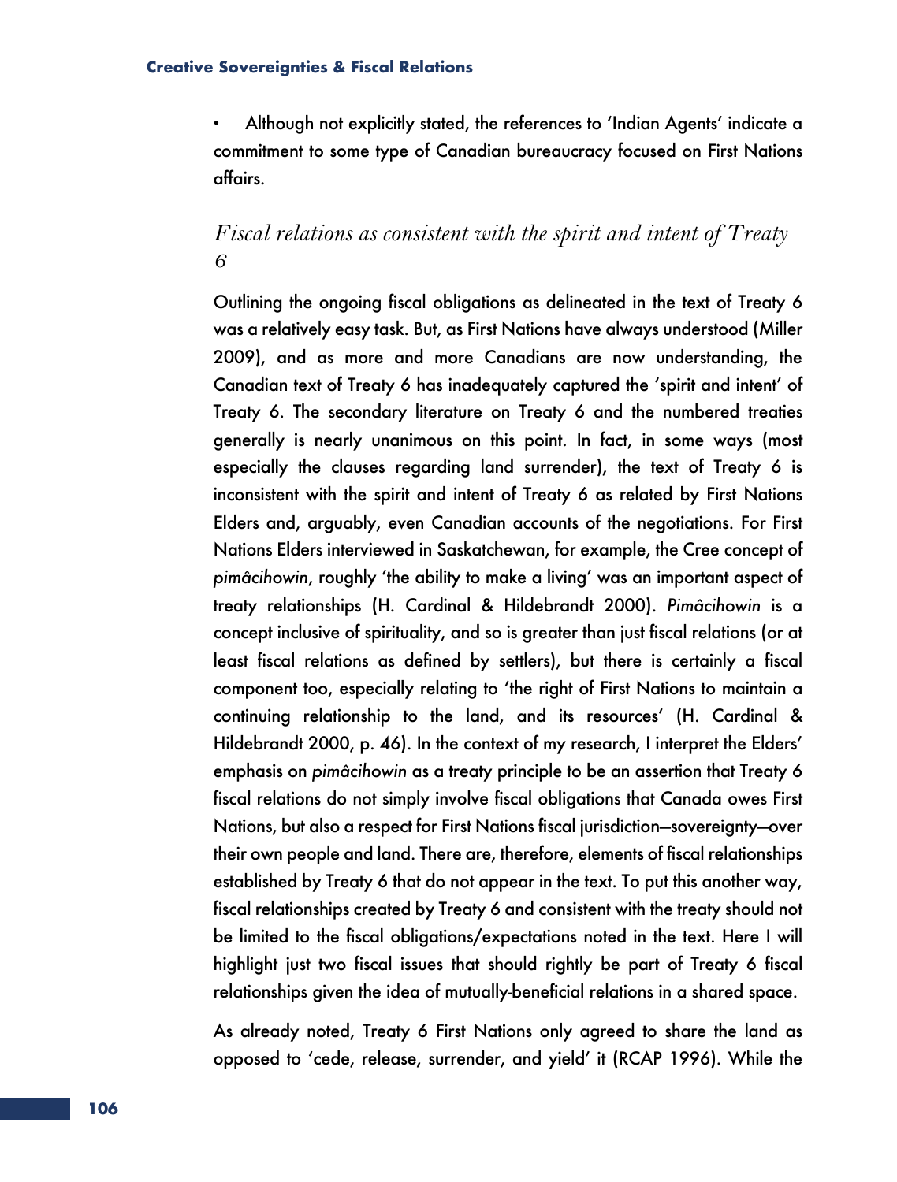- Although not explicitly stated, the references to 'Indian Agents' indicate a commitment to some type of Canadian bureaucracy focused on First Nations affairs.

### *Fiscal relations as consistent with the spirit and intent of Treaty 6*

Outlining the ongoing fiscal obligations as delineated in the text of Treaty 6 was a relatively easy task. But, as First Nations have always understood (Miller 2009), and as more and more Canadians are now understanding, the Canadian text of Treaty 6 has inadequately captured the 'spirit and intent' of Treaty 6. The secondary literature on Treaty 6 and the numbered treaties generally is nearly unanimous on this point. In fact, in some ways (most especially the clauses regarding land surrender), the text of Treaty 6 is inconsistent with the spirit and intent of Treaty 6 as related by First Nations Elders and, arguably, even Canadian accounts of the negotiations. For First Nations Elders interviewed in Saskatchewan, for example, the Cree concept of *pimâcihowin*, roughly 'the ability to make a living' was an important aspect of treaty relationships (H. Cardinal & Hildebrandt 2000). *Pimâcihowin* is a concept inclusive of spirituality, and so is greater than just fiscal relations (or at least fiscal relations as defined by settlers), but there is certainly a fiscal component too, especially relating to 'the right of First Nations to maintain a continuing relationship to the land, and its resources' (H. Cardinal & Hildebrandt 2000, p. 46). In the context of my research, I interpret the Elders' emphasis on *pimâcihowin* as a treaty principle to be an assertion that Treaty 6 fiscal relations do not simply involve fiscal obligations that Canada owes First Nations, but also a respect for First Nations fiscal jurisdiction—sovereignty—over their own people and land. There are, therefore, elements of fiscal relationships established by Treaty 6 that do not appear in the text. To put this another way, fiscal relationships created by Treaty 6 and consistent with the treaty should not be limited to the fiscal obligations/expectations noted in the text. Here I will highlight just two fiscal issues that should rightly be part of Treaty 6 fiscal relationships given the idea of mutually-beneficial relations in a shared space.

As already noted, Treaty 6 First Nations only agreed to share the land as opposed to 'cede, release, surrender, and yield' it (RCAP 1996). While the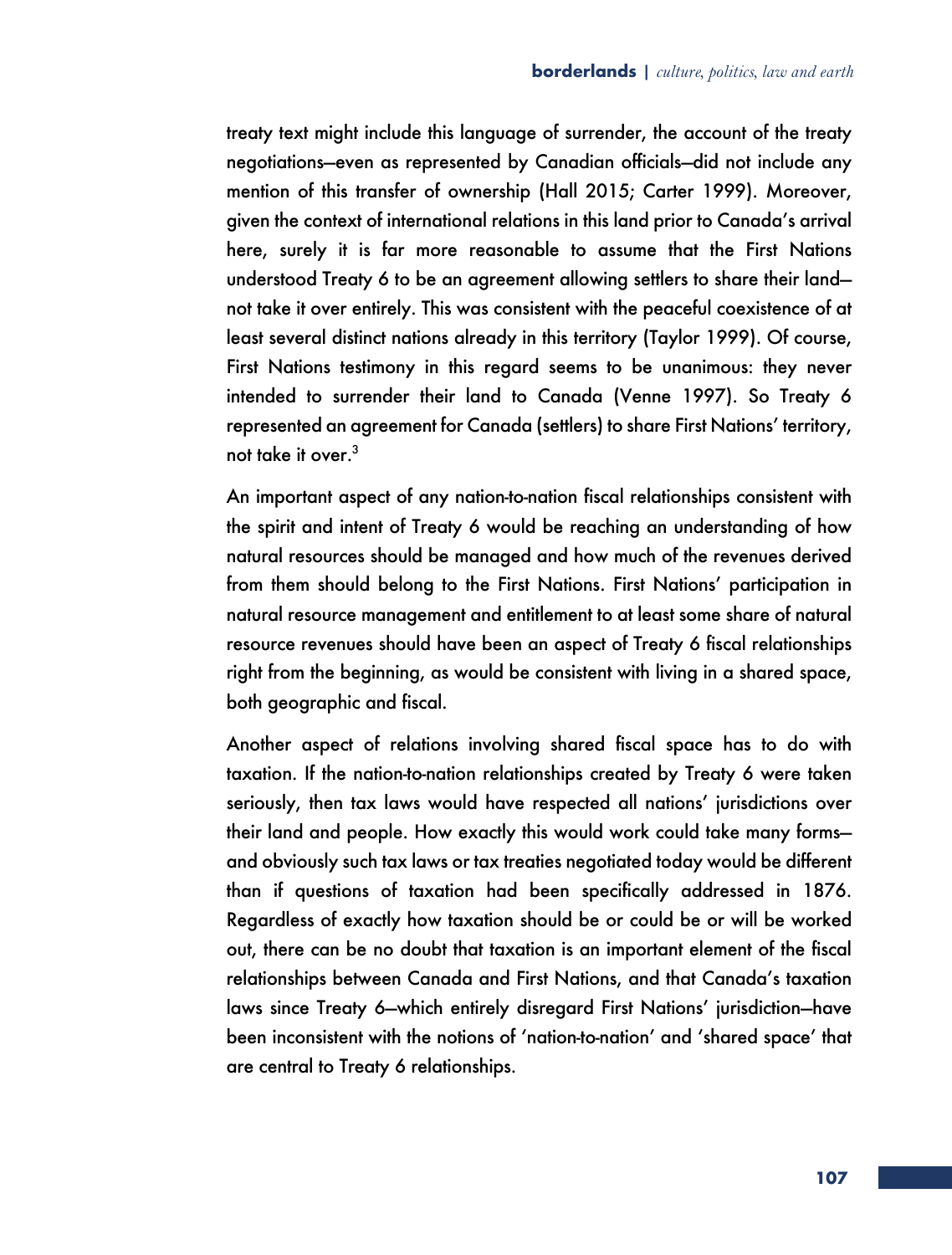treaty text might include this language of surrender, the account of the treaty negotiations—even as represented by Canadian officials—did not include any mention of this transfer of ownership (Hall 2015; Carter 1999). Moreover, given the context of international relations in this land prior to Canada's arrival here, surely it is far more reasonable to assume that the First Nations understood Treaty 6 to be an agreement allowing settlers to share their land—not take it over entirely. This was consistent with the peaceful coexistence of at least several distinct nations already in this territory (Taylor 1999). Of course, First Nations testimony in this regard seems to be unanimous: they never intended to surrender their land to Canada (Venne 1997). So Treaty 6 represented an agreement for Canada (settlers) to share First Nations' territory, not take it over.[3]

An important aspect of any nation-to-nation fiscal relationships consistent with the spirit and intent of Treaty 6 would be reaching an understanding of how natural resources should be managed and how much of the revenues derived from them should belong to the First Nations. First Nations' participation in natural resource management and entitlement to at least some share of natural resource revenues should have been an aspect of Treaty 6 fiscal relationships right from the beginning, as would be consistent with living in a shared space, both geographic and fiscal.

Another aspect of relations involving shared fiscal space has to do with taxation. If the nation-to-nation relationships created by Treaty 6 were taken seriously, then tax laws would have respected all nations' jurisdictions over their land and people. How exactly this would work could take many forms—and obviously such tax laws or tax treaties negotiated today would be different than if questions of taxation had been specifically addressed in 1876. Regardless of exactly how taxation should be or could be or will be worked out, there can be no doubt that taxation is an important element of the fiscal relationships between Canada and First Nations, and that Canada's taxation laws since Treaty 6—which entirely disregard First Nations' jurisdiction—have been inconsistent with the notions of 'nation-to-nation' and 'shared space' that are central to Treaty 6 relationships.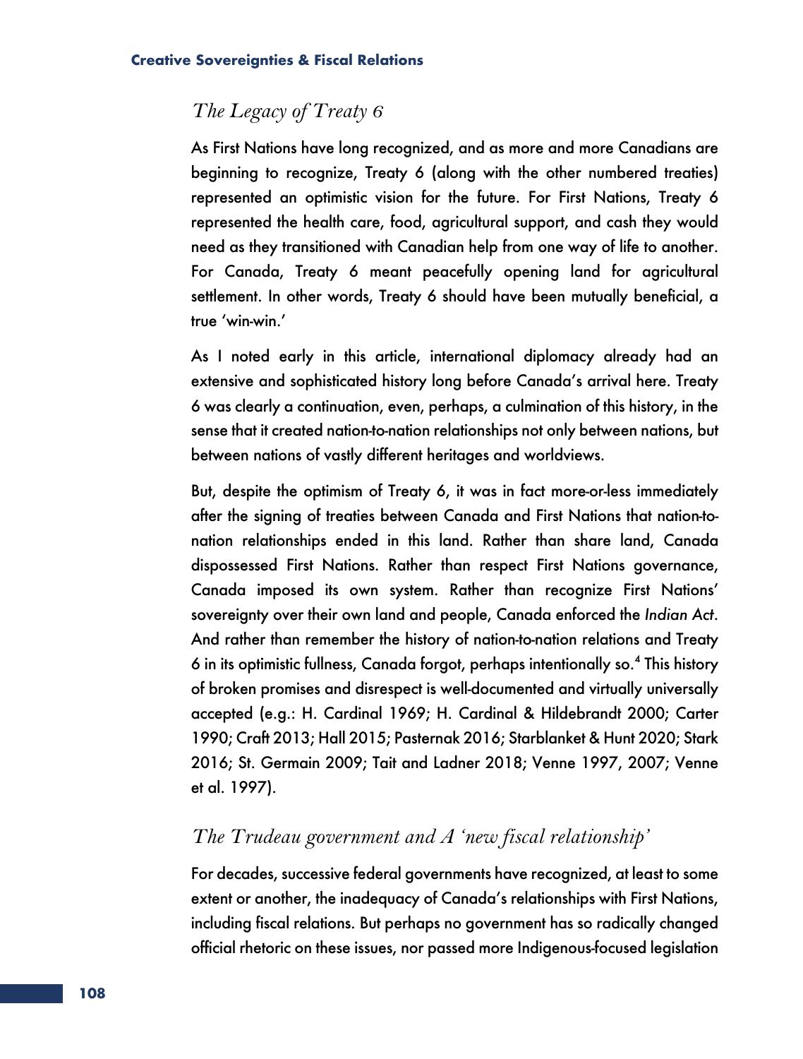## *The Legacy of Treaty 6*

As First Nations have long recognized, and as more and more Canadians are beginning to recognize, Treaty 6 (along with the other numbered treaties) represented an optimistic vision for the future. For First Nations, Treaty 6 represented the health care, food, agricultural support, and cash they would need as they transitioned with Canadian help from one way of life to another. For Canada, Treaty 6 meant peacefully opening land for agricultural settlement. In other words, Treaty 6 should have been mutually beneficial, a true 'win-win.'

As I noted early in this article, international diplomacy already had an extensive and sophisticated history long before Canada's arrival here. Treaty 6 was clearly a continuation, even, perhaps, a culmination of this history, in the sense that it created nation-to-nation relationships not only between nations, but between nations of vastly different heritages and worldviews.

But, despite the optimism of Treaty 6, it was in fact more-or-less immediately after the signing of treaties between Canada and First Nations that nation-to-nation relationships ended in this land. Rather than share land, Canada dispossessed First Nations. Rather than respect First Nations governance, Canada imposed its own system. Rather than recognize First Nations' sovereignty over their own land and people, Canada enforced the *Indian Act*. And rather than remember the history of nation-to-nation relations and Treaty 6 in its optimistic fullness, Canada forgot, perhaps intentionally so.[4] This history of broken promises and disrespect is well-documented and virtually universally accepted (e.g.: H. Cardinal 1969; H. Cardinal & Hildebrandt 2000; Carter 1990; Craft 2013; Hall 2015; Pasternak 2016; Starblanket & Hunt 2020; Stark 2016; St. Germain 2009; Tait and Ladner 2018; Venne 1997, 2007; Venne et al. 1997).

## *The Trudeau government and A 'new fiscal relationship'*

For decades, successive federal governments have recognized, at least to some extent or another, the inadequacy of Canada's relationships with First Nations, including fiscal relations. But perhaps no government has so radically changed official rhetoric on these issues, nor passed more Indigenous-focused legislation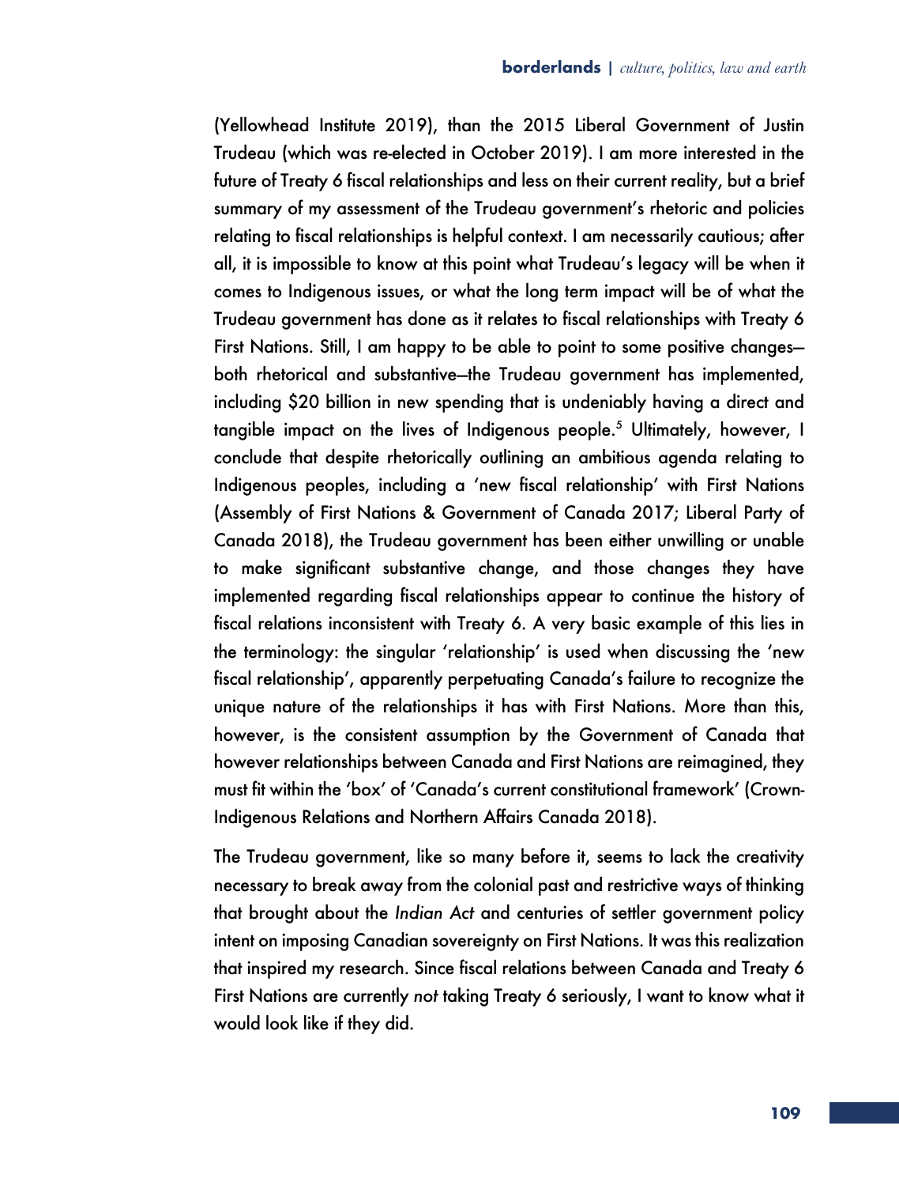(Yellowhead Institute 2019), than the 2015 Liberal Government of Justin Trudeau (which was re-elected in October 2019). I am more interested in the future of Treaty 6 fiscal relationships and less on their current reality, but a brief summary of my assessment of the Trudeau government's rhetoric and policies relating to fiscal relationships is helpful context. I am necessarily cautious; after all, it is impossible to know at this point what Trudeau's legacy will be when it comes to Indigenous issues, or what the long term impact will be of what the Trudeau government has done as it relates to fiscal relationships with Treaty 6 First Nations. Still, I am happy to be able to point to some positive changes—both rhetorical and substantive—the Trudeau government has implemented, including $20 billion in new spending that is undeniably having a direct and tangible impact on the lives of Indigenous people.[5] Ultimately, however, I conclude that despite rhetorically outlining an ambitious agenda relating to Indigenous peoples, including a 'new fiscal relationship' with First Nations (Assembly of First Nations & Government of Canada 2017; Liberal Party of Canada 2018), the Trudeau government has been either unwilling or unable to make significant substantive change, and those changes they have implemented regarding fiscal relationships appear to continue the history of fiscal relations inconsistent with Treaty 6. A very basic example of this lies in the terminology: the singular 'relationship' is used when discussing the 'new fiscal relationship', apparently perpetuating Canada's failure to recognize the unique nature of the relationships it has with First Nations. More than this, however, is the consistent assumption by the Government of Canada that however relationships between Canada and First Nations are reimagined, they must fit within the 'box' of 'Canada's current constitutional framework' (Crown-Indigenous Relations and Northern Affairs Canada 2018).

The Trudeau government, like so many before it, seems to lack the creativity necessary to break away from the colonial past and restrictive ways of thinking that brought about the *Indian Act* and centuries of settler government policy intent on imposing Canadian sovereignty on First Nations. It was this realization that inspired my research. Since fiscal relations between Canada and Treaty 6 First Nations are currently *not* taking Treaty 6 seriously, I want to know what it would look like if they did.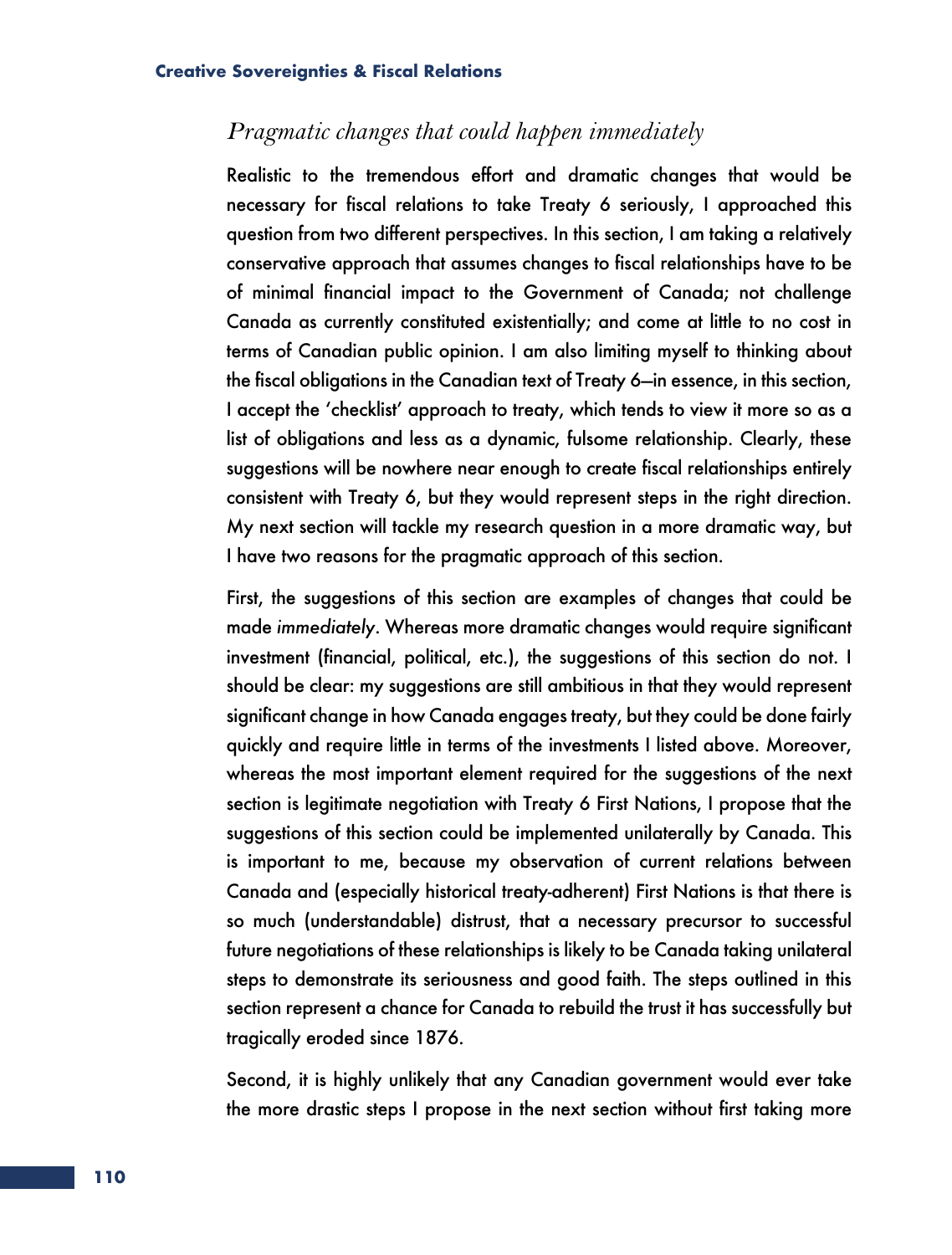### *Pragmatic changes that could happen immediately*

Realistic to the tremendous effort and dramatic changes that would be necessary for fiscal relations to take Treaty 6 seriously, I approached this question from two different perspectives. In this section, I am taking a relatively conservative approach that assumes changes to fiscal relationships have to be of minimal financial impact to the Government of Canada; not challenge Canada as currently constituted existentially; and come at little to no cost in terms of Canadian public opinion. I am also limiting myself to thinking about the fiscal obligations in the Canadian text of Treaty 6—in essence, in this section, I accept the 'checklist' approach to treaty, which tends to view it more so as a list of obligations and less as a dynamic, fulsome relationship. Clearly, these suggestions will be nowhere near enough to create fiscal relationships entirely consistent with Treaty 6, but they would represent steps in the right direction. My next section will tackle my research question in a more dramatic way, but I have two reasons for the pragmatic approach of this section.

First, the suggestions of this section are examples of changes that could be made *immediately*. Whereas more dramatic changes would require significant investment (financial, political, etc.), the suggestions of this section do not. I should be clear: my suggestions are still ambitious in that they would represent significant change in how Canada engages treaty, but they could be done fairly quickly and require little in terms of the investments I listed above. Moreover, whereas the most important element required for the suggestions of the next section is legitimate negotiation with Treaty 6 First Nations, I propose that the suggestions of this section could be implemented unilaterally by Canada. This is important to me, because my observation of current relations between Canada and (especially historical treaty-adherent) First Nations is that there is so much (understandable) distrust, that a necessary precursor to successful future negotiations of these relationships is likely to be Canada taking unilateral steps to demonstrate its seriousness and good faith. The steps outlined in this section represent a chance for Canada to rebuild the trust it has successfully but tragically eroded since 1876.

Second, it is highly unlikely that any Canadian government would ever take the more drastic steps I propose in the next section without first taking more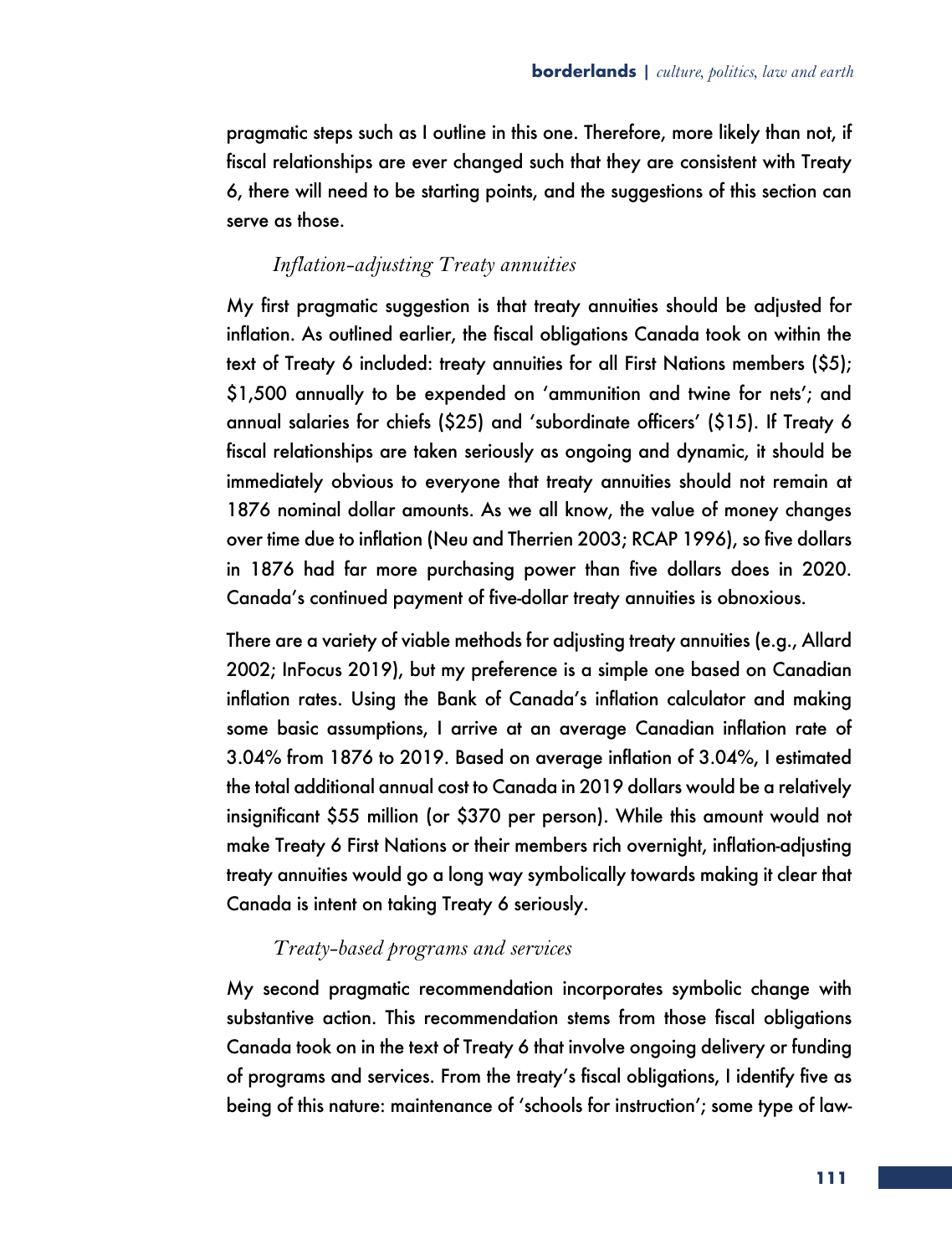pragmatic steps such as I outline in this one. Therefore, more likely than not, if fiscal relationships are ever changed such that they are consistent with Treaty 6, there will need to be starting points, and the suggestions of this section can serve as those.

### *Inflation-adjusting Treaty annuities*

My first pragmatic suggestion is that treaty annuities should be adjusted for inflation. As outlined earlier, the fiscal obligations Canada took on within the text of Treaty 6 included: treaty annuities for all First Nations members ($5); $1,500 annually to be expended on 'ammunition and twine for nets'; and annual salaries for chiefs ($25) and 'subordinate officers' ($15). If Treaty 6 fiscal relationships are taken seriously as ongoing and dynamic, it should be immediately obvious to everyone that treaty annuities should not remain at 1876 nominal dollar amounts. As we all know, the value of money changes over time due to inflation (Neu and Therrien 2003; RCAP 1996), so five dollars in 1876 had far more purchasing power than five dollars does in 2020. Canada's continued payment of five-dollar treaty annuities is obnoxious.

There are a variety of viable methods for adjusting treaty annuities (e.g., Allard 2002; InFocus 2019), but my preference is a simple one based on Canadian inflation rates. Using the Bank of Canada's inflation calculator and making some basic assumptions, I arrive at an average Canadian inflation rate of 3.04% from 1876 to 2019. Based on average inflation of 3.04%, I estimated the total additional annual cost to Canada in 2019 dollars would be a relatively insignificant $55 million (or $370 per person). While this amount would not make Treaty 6 First Nations or their members rich overnight, inflation-adjusting treaty annuities would go a long way symbolically towards making it clear that Canada is intent on taking Treaty 6 seriously.

### *Treaty-based programs and services*

My second pragmatic recommendation incorporates symbolic change with substantive action. This recommendation stems from those fiscal obligations Canada took on in the text of Treaty 6 that involve ongoing delivery or funding of programs and services. From the treaty's fiscal obligations, I identify five as being of this nature: maintenance of 'schools for instruction'; some type of law-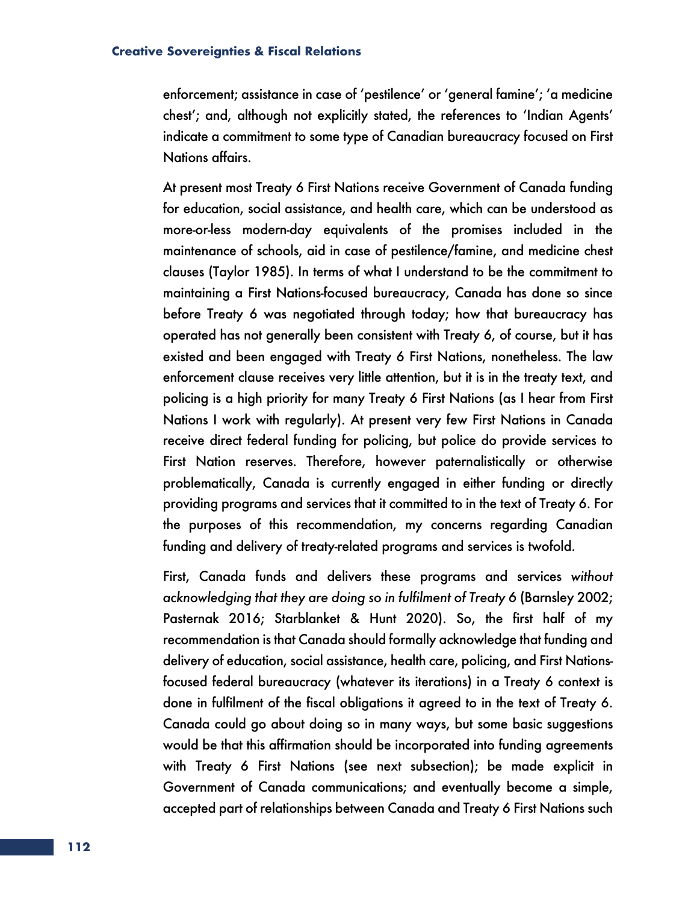enforcement; assistance in case of 'pestilence' or 'general famine'; 'a medicine chest'; and, although not explicitly stated, the references to 'Indian Agents' indicate a commitment to some type of Canadian bureaucracy focused on First Nations affairs.

At present most Treaty 6 First Nations receive Government of Canada funding for education, social assistance, and health care, which can be understood as more-or-less modern-day equivalents of the promises included in the maintenance of schools, aid in case of pestilence/famine, and medicine chest clauses (Taylor 1985). In terms of what I understand to be the commitment to maintaining a First Nations-focused bureaucracy, Canada has done so since before Treaty 6 was negotiated through today; how that bureaucracy has operated has not generally been consistent with Treaty 6, of course, but it has existed and been engaged with Treaty 6 First Nations, nonetheless. The law enforcement clause receives very little attention, but it is in the treaty text, and policing is a high priority for many Treaty 6 First Nations (as I hear from First Nations I work with regularly). At present very few First Nations in Canada receive direct federal funding for policing, but police do provide services to First Nation reserves. Therefore, however paternalistically or otherwise problematically, Canada is currently engaged in either funding or directly providing programs and services that it committed to in the text of Treaty 6. For the purposes of this recommendation, my concerns regarding Canadian funding and delivery of treaty-related programs and services is twofold.

First, Canada funds and delivers these programs and services *without acknowledging that they are doing so in fulfilment of Treaty 6* (Barnsley 2002; Pasternak 2016; Starblanket & Hunt 2020). So, the first half of my recommendation is that Canada should formally acknowledge that funding and delivery of education, social assistance, health care, policing, and First Nations-focused federal bureaucracy (whatever its iterations) in a Treaty 6 context is done in fulfilment of the fiscal obligations it agreed to in the text of Treaty 6. Canada could go about doing so in many ways, but some basic suggestions would be that this affirmation should be incorporated into funding agreements with Treaty 6 First Nations (see next subsection); be made explicit in Government of Canada communications; and eventually become a simple, accepted part of relationships between Canada and Treaty 6 First Nations such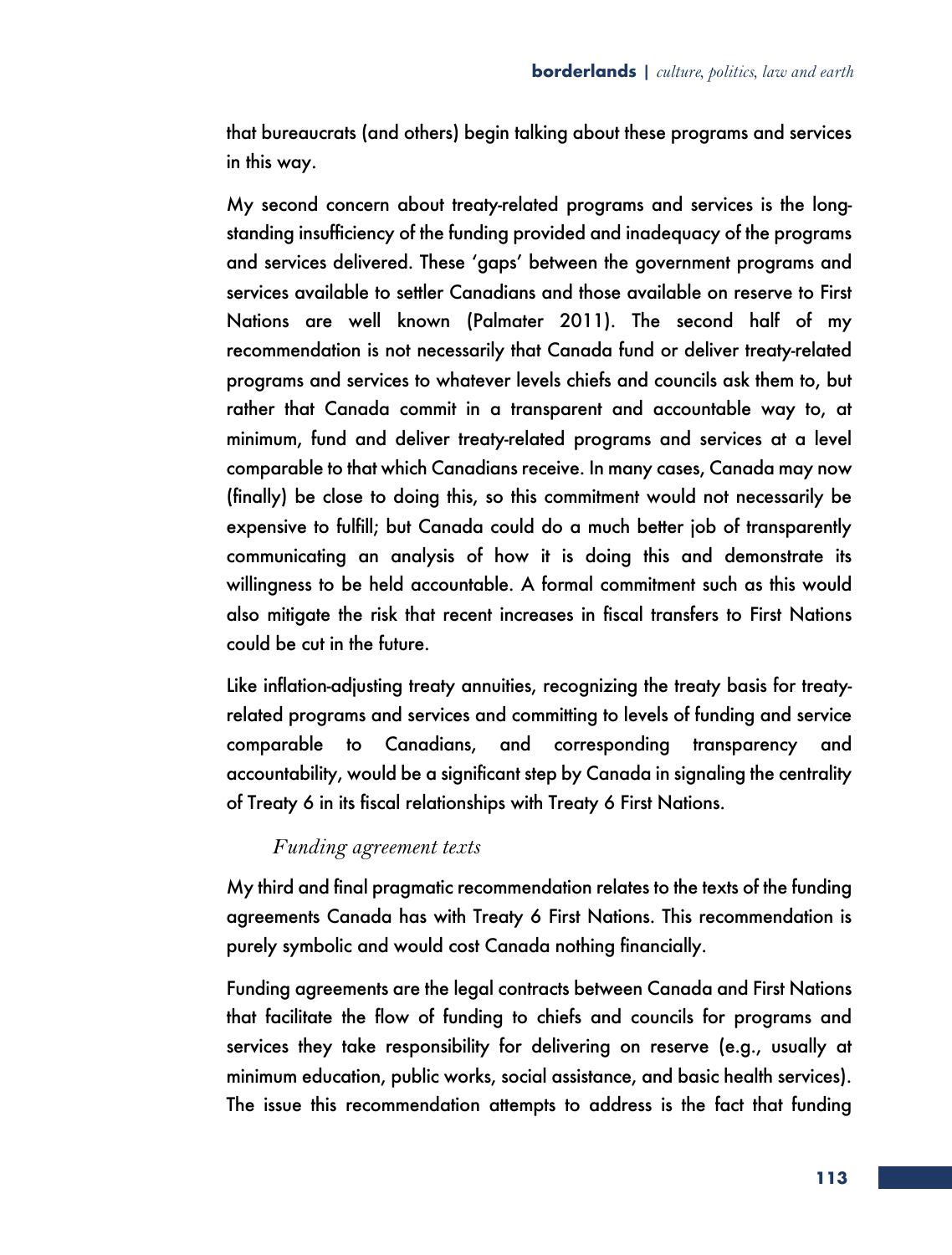that bureaucrats (and others) begin talking about these programs and services in this way.

My second concern about treaty-related programs and services is the long-standing insufficiency of the funding provided and inadequacy of the programs and services delivered. These 'gaps' between the government programs and services available to settler Canadians and those available on reserve to First Nations are well known (Palmater 2011). The second half of my recommendation is not necessarily that Canada fund or deliver treaty-related programs and services to whatever levels chiefs and councils ask them to, but rather that Canada commit in a transparent and accountable way to, at minimum, fund and deliver treaty-related programs and services at a level comparable to that which Canadians receive. In many cases, Canada may now (finally) be close to doing this, so this commitment would not necessarily be expensive to fulfill; but Canada could do a much better job of transparently communicating an analysis of how it is doing this and demonstrate its willingness to be held accountable. A formal commitment such as this would also mitigate the risk that recent increases in fiscal transfers to First Nations could be cut in the future.

Like inflation-adjusting treaty annuities, recognizing the treaty basis for treaty-related programs and services and committing to levels of funding and service comparable to Canadians, and corresponding transparency and accountability, would be a significant step by Canada in signaling the centrality of Treaty 6 in its fiscal relationships with Treaty 6 First Nations.

### *Funding agreement texts*

My third and final pragmatic recommendation relates to the texts of the funding agreements Canada has with Treaty 6 First Nations. This recommendation is purely symbolic and would cost Canada nothing financially.

Funding agreements are the legal contracts between Canada and First Nations that facilitate the flow of funding to chiefs and councils for programs and services they take responsibility for delivering on reserve (e.g., usually at minimum education, public works, social assistance, and basic health services). The issue this recommendation attempts to address is the fact that funding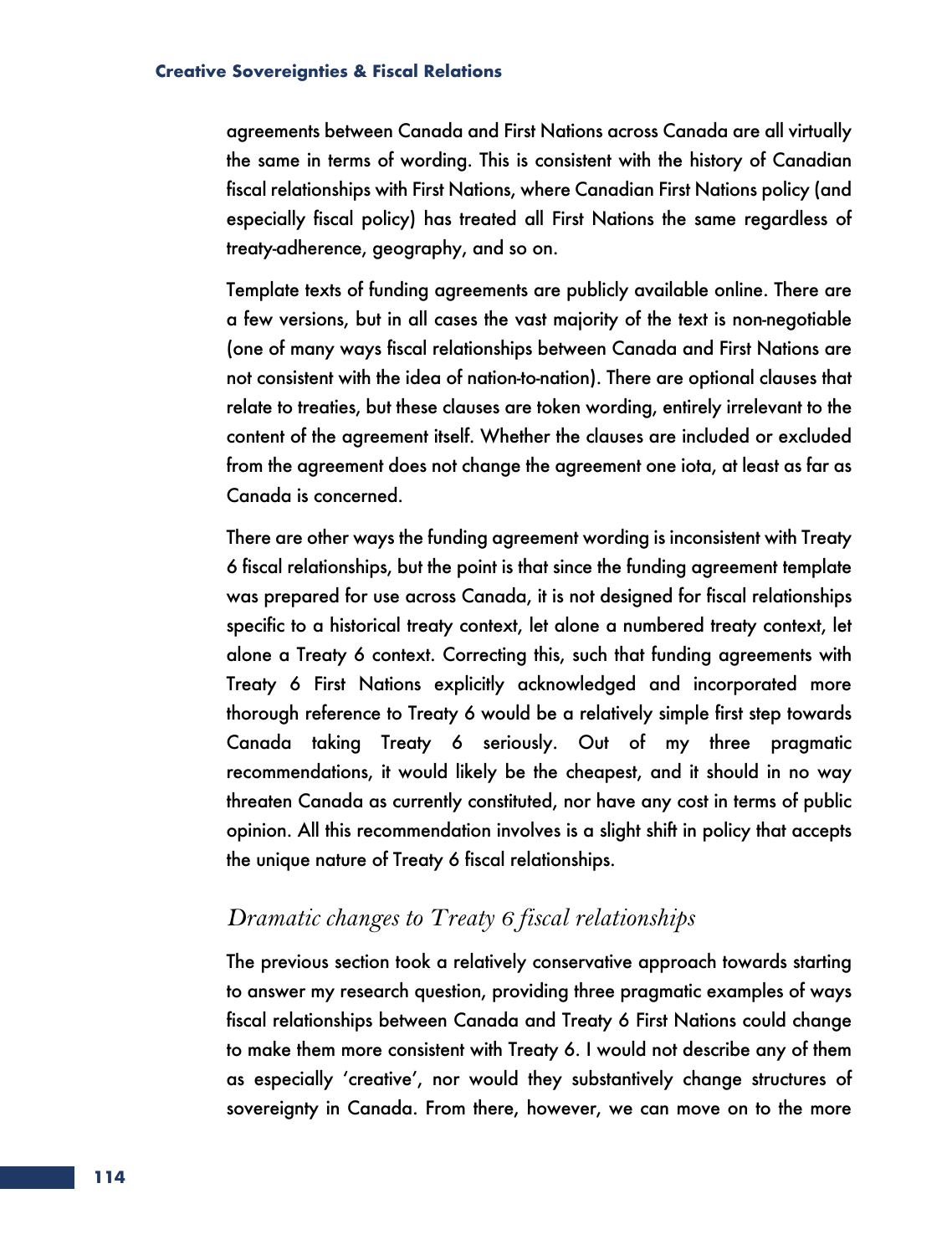agreements between Canada and First Nations across Canada are all virtually the same in terms of wording. This is consistent with the history of Canadian fiscal relationships with First Nations, where Canadian First Nations policy (and especially fiscal policy) has treated all First Nations the same regardless of treaty-adherence, geography, and so on.

Template texts of funding agreements are publicly available online. There are a few versions, but in all cases the vast majority of the text is non-negotiable (one of many ways fiscal relationships between Canada and First Nations are not consistent with the idea of nation-to-nation). There are optional clauses that relate to treaties, but these clauses are token wording, entirely irrelevant to the content of the agreement itself. Whether the clauses are included or excluded from the agreement does not change the agreement one iota, at least as far as Canada is concerned.

There are other ways the funding agreement wording is inconsistent with Treaty 6 fiscal relationships, but the point is that since the funding agreement template was prepared for use across Canada, it is not designed for fiscal relationships specific to a historical treaty context, let alone a numbered treaty context, let alone a Treaty 6 context. Correcting this, such that funding agreements with Treaty 6 First Nations explicitly acknowledged and incorporated more thorough reference to Treaty 6 would be a relatively simple first step towards Canada taking Treaty 6 seriously. Out of my three pragmatic recommendations, it would likely be the cheapest, and it should in no way threaten Canada as currently constituted, nor have any cost in terms of public opinion. All this recommendation involves is a slight shift in policy that accepts the unique nature of Treaty 6 fiscal relationships.

### *Dramatic changes to Treaty 6 fiscal relationships*

The previous section took a relatively conservative approach towards starting to answer my research question, providing three pragmatic examples of ways fiscal relationships between Canada and Treaty 6 First Nations could change to make them more consistent with Treaty 6. I would not describe any of them as especially 'creative', nor would they substantively change structures of sovereignty in Canada. From there, however, we can move on to the more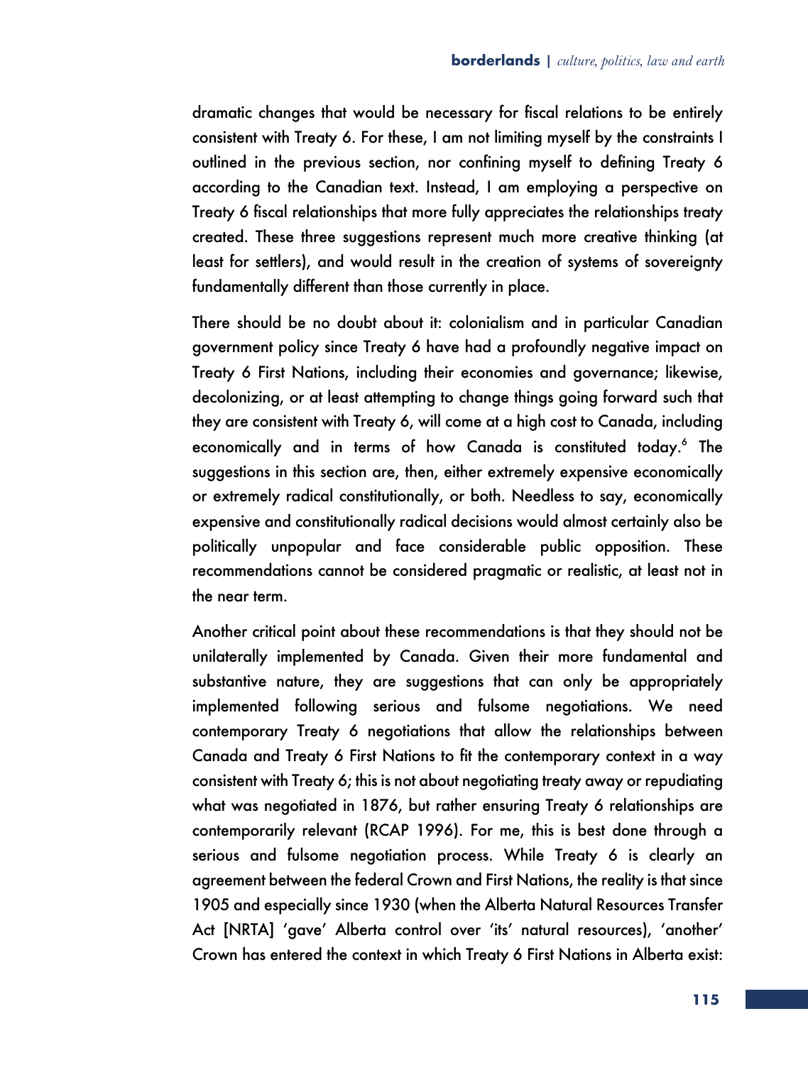dramatic changes that would be necessary for fiscal relations to be entirely consistent with Treaty 6. For these, I am not limiting myself by the constraints I outlined in the previous section, nor confining myself to defining Treaty 6 according to the Canadian text. Instead, I am employing a perspective on Treaty 6 fiscal relationships that more fully appreciates the relationships treaty created. These three suggestions represent much more creative thinking (at least for settlers), and would result in the creation of systems of sovereignty fundamentally different than those currently in place.

There should be no doubt about it: colonialism and in particular Canadian government policy since Treaty 6 have had a profoundly negative impact on Treaty 6 First Nations, including their economies and governance; likewise, decolonizing, or at least attempting to change things going forward such that they are consistent with Treaty 6, will come at a high cost to Canada, including economically and in terms of how Canada is constituted today.[6] The suggestions in this section are, then, either extremely expensive economically or extremely radical constitutionally, or both. Needless to say, economically expensive and constitutionally radical decisions would almost certainly also be politically unpopular and face considerable public opposition. These recommendations cannot be considered pragmatic or realistic, at least not in the near term.

Another critical point about these recommendations is that they should not be unilaterally implemented by Canada. Given their more fundamental and substantive nature, they are suggestions that can only be appropriately implemented following serious and fulsome negotiations. We need contemporary Treaty 6 negotiations that allow the relationships between Canada and Treaty 6 First Nations to fit the contemporary context in a way consistent with Treaty 6; this is not about negotiating treaty away or repudiating what was negotiated in 1876, but rather ensuring Treaty 6 relationships are contemporarily relevant (RCAP 1996). For me, this is best done through a serious and fulsome negotiation process. While Treaty 6 is clearly an agreement between the federal Crown and First Nations, the reality is that since 1905 and especially since 1930 (when the Alberta Natural Resources Transfer Act [NRTA] 'gave' Alberta control over 'its' natural resources), 'another' Crown has entered the context in which Treaty 6 First Nations in Alberta exist: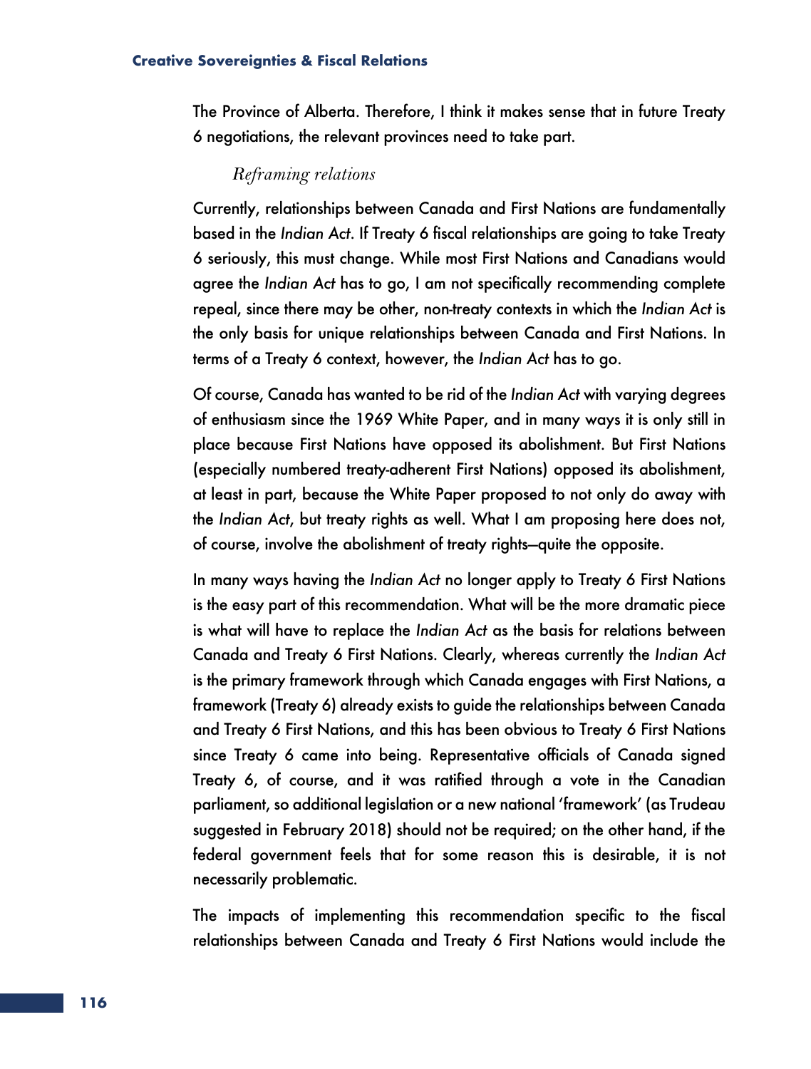The Province of Alberta. Therefore, I think it makes sense that in future Treaty 6 negotiations, the relevant provinces need to take part.

### *Reframing relations*

Currently, relationships between Canada and First Nations are fundamentally based in the *Indian Act*. If Treaty 6 fiscal relationships are going to take Treaty 6 seriously, this must change. While most First Nations and Canadians would agree the *Indian Act* has to go, I am not specifically recommending complete repeal, since there may be other, non-treaty contexts in which the *Indian Act* is the only basis for unique relationships between Canada and First Nations. In terms of a Treaty 6 context, however, the *Indian Act* has to go.

Of course, Canada has wanted to be rid of the *Indian Act* with varying degrees of enthusiasm since the 1969 White Paper, and in many ways it is only still in place because First Nations have opposed its abolishment. But First Nations (especially numbered treaty-adherent First Nations) opposed its abolishment, at least in part, because the White Paper proposed to not only do away with the *Indian Act*, but treaty rights as well. What I am proposing here does not, of course, involve the abolishment of treaty rights—quite the opposite.

In many ways having the *Indian Act* no longer apply to Treaty 6 First Nations is the easy part of this recommendation. What will be the more dramatic piece is what will have to replace the *Indian Act* as the basis for relations between Canada and Treaty 6 First Nations. Clearly, whereas currently the *Indian Act* is the primary framework through which Canada engages with First Nations, a framework (Treaty 6) already exists to guide the relationships between Canada and Treaty 6 First Nations, and this has been obvious to Treaty 6 First Nations since Treaty 6 came into being. Representative officials of Canada signed Treaty 6, of course, and it was ratified through a vote in the Canadian parliament, so additional legislation or a new national 'framework' (as Trudeau suggested in February 2018) should not be required; on the other hand, if the federal government feels that for some reason this is desirable, it is not necessarily problematic.

The impacts of implementing this recommendation specific to the fiscal relationships between Canada and Treaty 6 First Nations would include the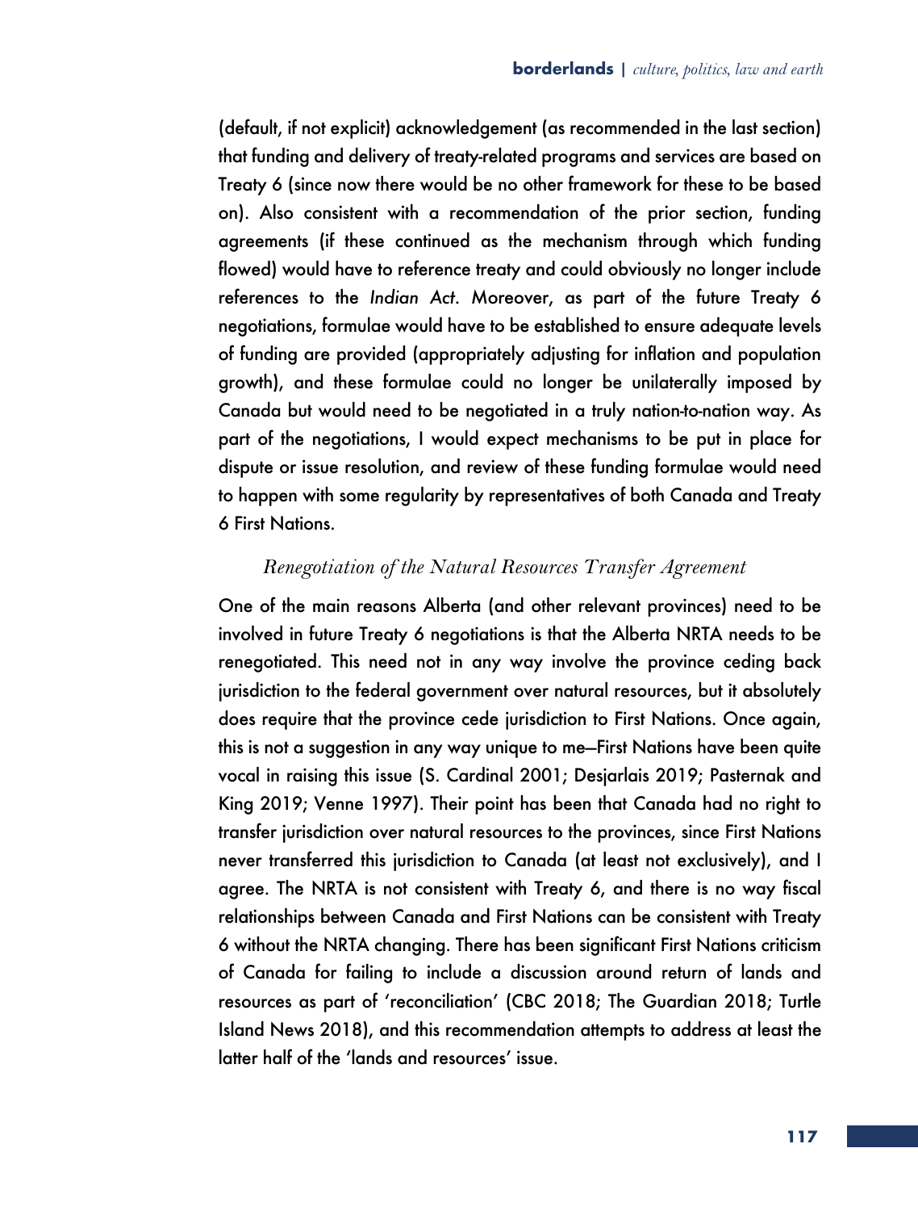(default, if not explicit) acknowledgement (as recommended in the last section) that funding and delivery of treaty-related programs and services are based on Treaty 6 (since now there would be no other framework for these to be based on). Also consistent with a recommendation of the prior section, funding agreements (if these continued as the mechanism through which funding flowed) would have to reference treaty and could obviously no longer include references to the *Indian Act*. Moreover, as part of the future Treaty 6 negotiations, formulae would have to be established to ensure adequate levels of funding are provided (appropriately adjusting for inflation and population growth), and these formulae could no longer be unilaterally imposed by Canada but would need to be negotiated in a truly nation-to-nation way. As part of the negotiations, I would expect mechanisms to be put in place for dispute or issue resolution, and review of these funding formulae would need to happen with some regularity by representatives of both Canada and Treaty 6 First Nations.

### *Renegotiation of the Natural Resources Transfer Agreement*

One of the main reasons Alberta (and other relevant provinces) need to be involved in future Treaty 6 negotiations is that the Alberta NRTA needs to be renegotiated. This need not in any way involve the province ceding back jurisdiction to the federal government over natural resources, but it absolutely does require that the province cede jurisdiction to First Nations. Once again, this is not a suggestion in any way unique to me—First Nations have been quite vocal in raising this issue (S. Cardinal 2001; Desjarlais 2019; Pasternak and King 2019; Venne 1997). Their point has been that Canada had no right to transfer jurisdiction over natural resources to the provinces, since First Nations never transferred this jurisdiction to Canada (at least not exclusively), and I agree. The NRTA is not consistent with Treaty 6, and there is no way fiscal relationships between Canada and First Nations can be consistent with Treaty 6 without the NRTA changing. There has been significant First Nations criticism of Canada for failing to include a discussion around return of lands and resources as part of 'reconciliation' (CBC 2018; The Guardian 2018; Turtle Island News 2018), and this recommendation attempts to address at least the latter half of the 'lands and resources' issue.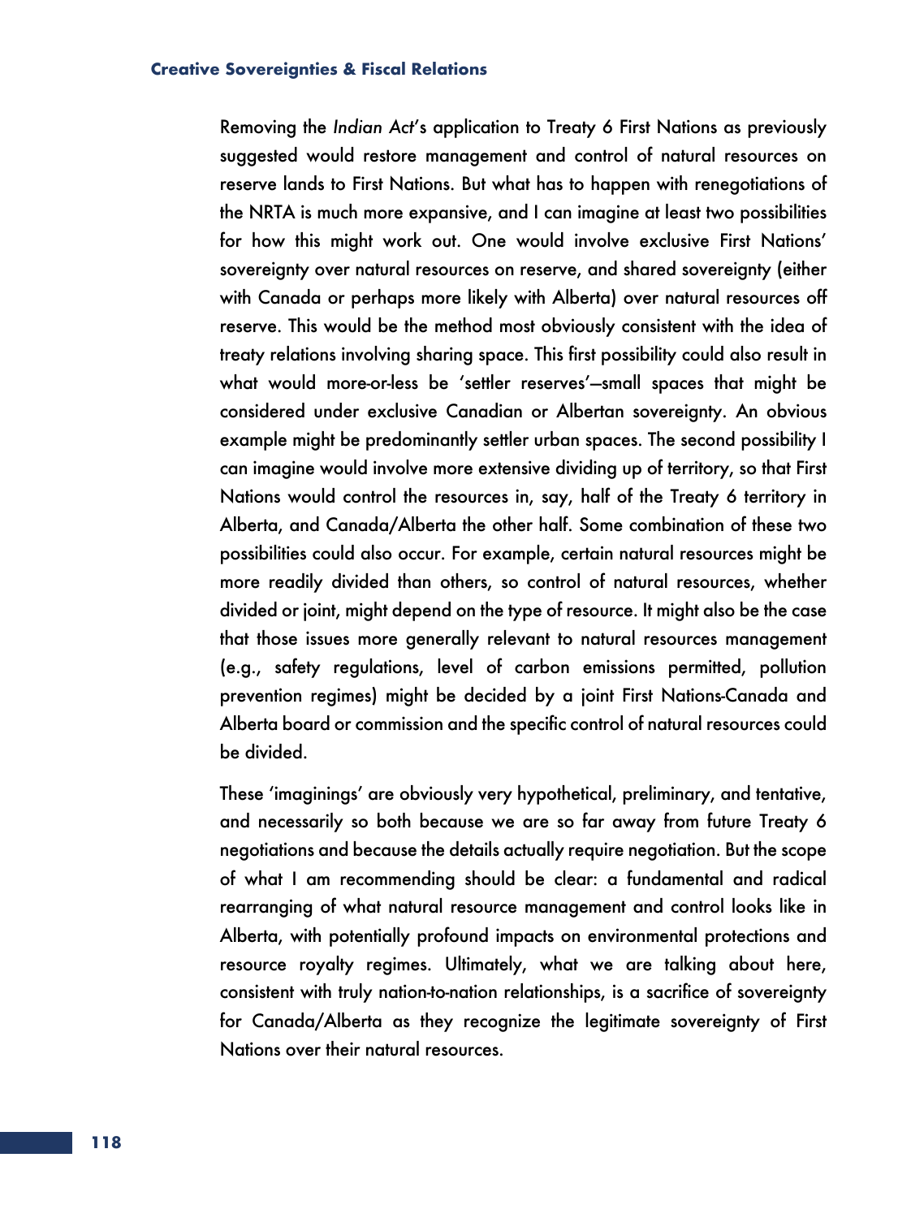Removing the *Indian Act*'s application to Treaty 6 First Nations as previously suggested would restore management and control of natural resources on reserve lands to First Nations. But what has to happen with renegotiations of the NRTA is much more expansive, and I can imagine at least two possibilities for how this might work out. One would involve exclusive First Nations' sovereignty over natural resources on reserve, and shared sovereignty (either with Canada or perhaps more likely with Alberta) over natural resources off reserve. This would be the method most obviously consistent with the idea of treaty relations involving sharing space. This first possibility could also result in what would more-or-less be 'settler reserves'—small spaces that might be considered under exclusive Canadian or Albertan sovereignty. An obvious example might be predominantly settler urban spaces. The second possibility I can imagine would involve more extensive dividing up of territory, so that First Nations would control the resources in, say, half of the Treaty 6 territory in Alberta, and Canada/Alberta the other half. Some combination of these two possibilities could also occur. For example, certain natural resources might be more readily divided than others, so control of natural resources, whether divided or joint, might depend on the type of resource. It might also be the case that those issues more generally relevant to natural resources management (e.g., safety regulations, level of carbon emissions permitted, pollution prevention regimes) might be decided by a joint First Nations-Canada and Alberta board or commission and the specific control of natural resources could be divided.

These 'imaginings' are obviously very hypothetical, preliminary, and tentative, and necessarily so both because we are so far away from future Treaty 6 negotiations and because the details actually require negotiation. But the scope of what I am recommending should be clear: a fundamental and radical rearranging of what natural resource management and control looks like in Alberta, with potentially profound impacts on environmental protections and resource royalty regimes. Ultimately, what we are talking about here, consistent with truly nation-to-nation relationships, is a sacrifice of sovereignty for Canada/Alberta as they recognize the legitimate sovereignty of First Nations over their natural resources.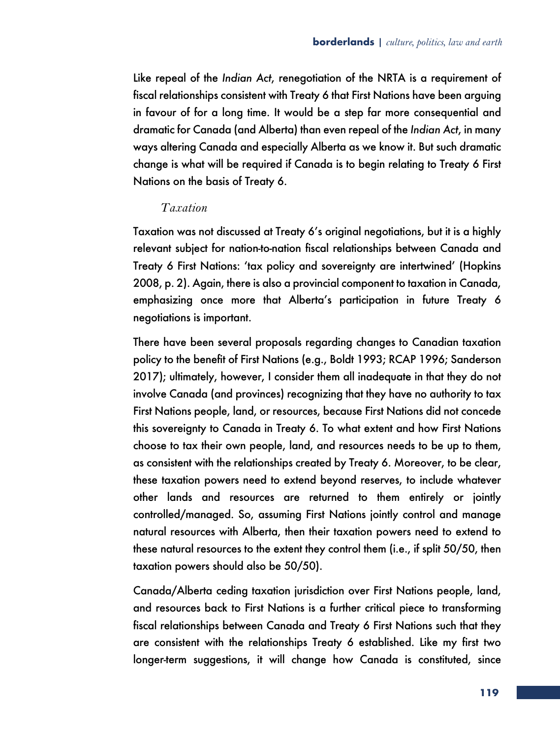Like repeal of the *Indian Act*, renegotiation of the NRTA is a requirement of fiscal relationships consistent with Treaty 6 that First Nations have been arguing in favour of for a long time. It would be a step far more consequential and dramatic for Canada (and Alberta) than even repeal of the *Indian Act*, in many ways altering Canada and especially Alberta as we know it. But such dramatic change is what will be required if Canada is to begin relating to Treaty 6 First Nations on the basis of Treaty 6.

### *Taxation*

Taxation was not discussed at Treaty 6's original negotiations, but it is a highly relevant subject for nation-to-nation fiscal relationships between Canada and Treaty 6 First Nations: 'tax policy and sovereignty are intertwined' (Hopkins 2008, p. 2). Again, there is also a provincial component to taxation in Canada, emphasizing once more that Alberta's participation in future Treaty 6 negotiations is important.

There have been several proposals regarding changes to Canadian taxation policy to the benefit of First Nations (e.g., Boldt 1993; RCAP 1996; Sanderson 2017); ultimately, however, I consider them all inadequate in that they do not involve Canada (and provinces) recognizing that they have no authority to tax First Nations people, land, or resources, because First Nations did not concede this sovereignty to Canada in Treaty 6. To what extent and how First Nations choose to tax their own people, land, and resources needs to be up to them, as consistent with the relationships created by Treaty 6. Moreover, to be clear, these taxation powers need to extend beyond reserves, to include whatever other lands and resources are returned to them entirely or jointly controlled/managed. So, assuming First Nations jointly control and manage natural resources with Alberta, then their taxation powers need to extend to these natural resources to the extent they control them (i.e., if split 50/50, then taxation powers should also be 50/50).

Canada/Alberta ceding taxation jurisdiction over First Nations people, land, and resources back to First Nations is a further critical piece to transforming fiscal relationships between Canada and Treaty 6 First Nations such that they are consistent with the relationships Treaty 6 established. Like my first two longer-term suggestions, it will change how Canada is constituted, since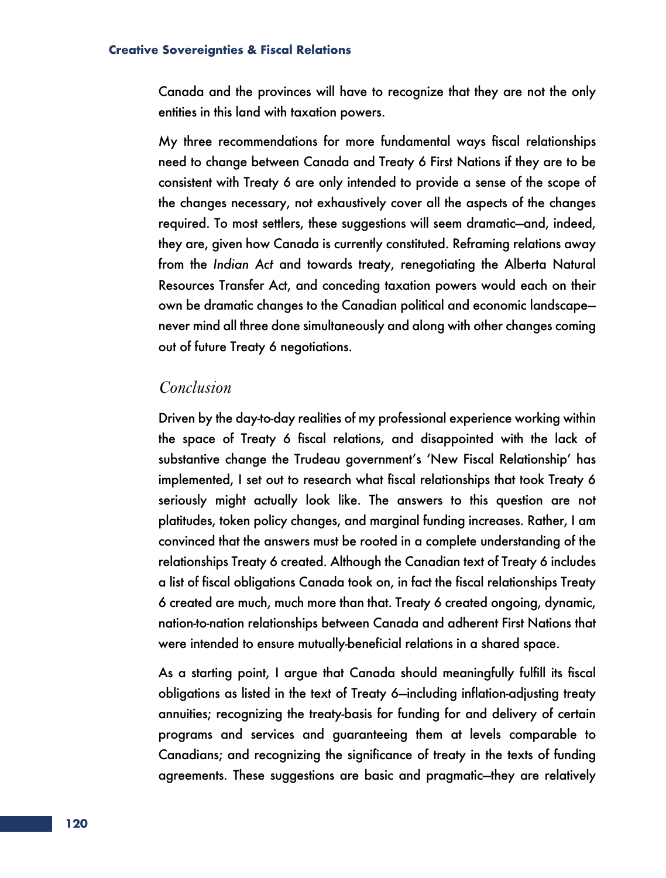Canada and the provinces will have to recognize that they are not the only entities in this land with taxation powers.

My three recommendations for more fundamental ways fiscal relationships need to change between Canada and Treaty 6 First Nations if they are to be consistent with Treaty 6 are only intended to provide a sense of the scope of the changes necessary, not exhaustively cover all the aspects of the changes required. To most settlers, these suggestions will seem dramatic—and, indeed, they are, given how Canada is currently constituted. Reframing relations away from the *Indian Act* and towards treaty, renegotiating the Alberta Natural Resources Transfer Act, and conceding taxation powers would each on their own be dramatic changes to the Canadian political and economic landscape—never mind all three done simultaneously and along with other changes coming out of future Treaty 6 negotiations.

## *Conclusion*

Driven by the day-to-day realities of my professional experience working within the space of Treaty 6 fiscal relations, and disappointed with the lack of substantive change the Trudeau government's 'New Fiscal Relationship' has implemented, I set out to research what fiscal relationships that took Treaty 6 seriously might actually look like. The answers to this question are not platitudes, token policy changes, and marginal funding increases. Rather, I am convinced that the answers must be rooted in a complete understanding of the relationships Treaty 6 created. Although the Canadian text of Treaty 6 includes a list of fiscal obligations Canada took on, in fact the fiscal relationships Treaty 6 created are much, much more than that. Treaty 6 created ongoing, dynamic, nation-to-nation relationships between Canada and adherent First Nations that were intended to ensure mutually-beneficial relations in a shared space.

As a starting point, I argue that Canada should meaningfully fulfill its fiscal obligations as listed in the text of Treaty 6—including inflation-adjusting treaty annuities; recognizing the treaty-basis for funding for and delivery of certain programs and services and guaranteeing them at levels comparable to Canadians; and recognizing the significance of treaty in the texts of funding agreements. These suggestions are basic and pragmatic—they are relatively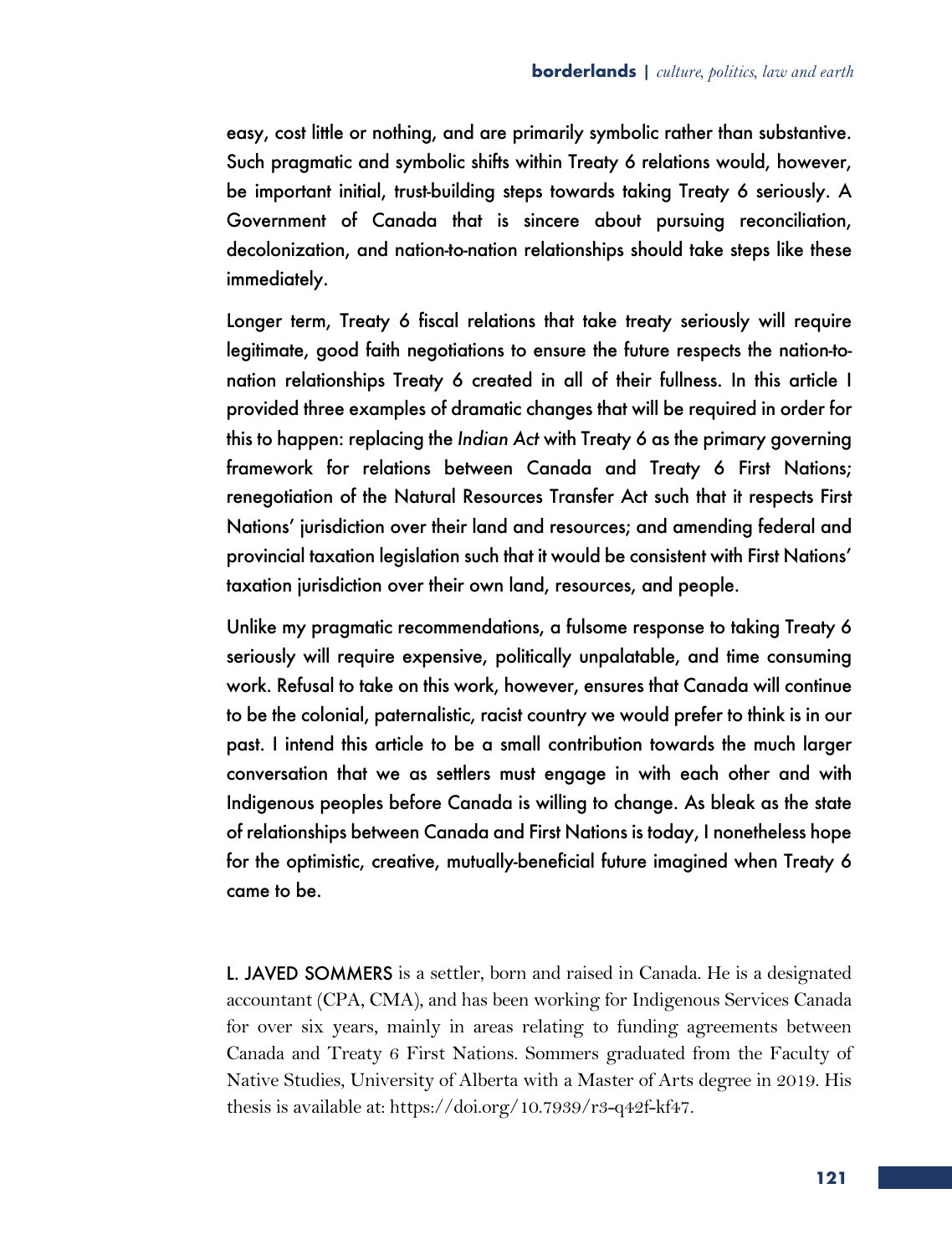easy, cost little or nothing, and are primarily symbolic rather than substantive. Such pragmatic and symbolic shifts within Treaty 6 relations would, however, be important initial, trust-building steps towards taking Treaty 6 seriously. A Government of Canada that is sincere about pursuing reconciliation, decolonization, and nation-to-nation relationships should take steps like these immediately.

Longer term, Treaty 6 fiscal relations that take treaty seriously will require legitimate, good faith negotiations to ensure the future respects the nation-to-nation relationships Treaty 6 created in all of their fullness. In this article I provided three examples of dramatic changes that will be required in order for this to happen: replacing the *Indian Act* with Treaty 6 as the primary governing framework for relations between Canada and Treaty 6 First Nations; renegotiation of the Natural Resources Transfer Act such that it respects First Nations' jurisdiction over their land and resources; and amending federal and provincial taxation legislation such that it would be consistent with First Nations' taxation jurisdiction over their own land, resources, and people.

Unlike my pragmatic recommendations, a fulsome response to taking Treaty 6 seriously will require expensive, politically unpalatable, and time consuming work. Refusal to take on this work, however, ensures that Canada will continue to be the colonial, paternalistic, racist country we would prefer to think is in our past. I intend this article to be a small contribution towards the much larger conversation that we as settlers must engage in with each other and with Indigenous peoples before Canada is willing to change. As bleak as the state of relationships between Canada and First Nations is today, I nonetheless hope for the optimistic, creative, mutually-beneficial future imagined when Treaty 6 came to be.

L. JAVED SOMMERS is a settler, born and raised in Canada. He is a designated accountant (CPA, CMA), and has been working for Indigenous Services Canada for over six years, mainly in areas relating to funding agreements between Canada and Treaty 6 First Nations. Sommers graduated from the Faculty of Native Studies, University of Alberta with a Master of Arts degree in 2019. His thesis is available at: https://doi.org/10.7939/r3-q42f-kf47.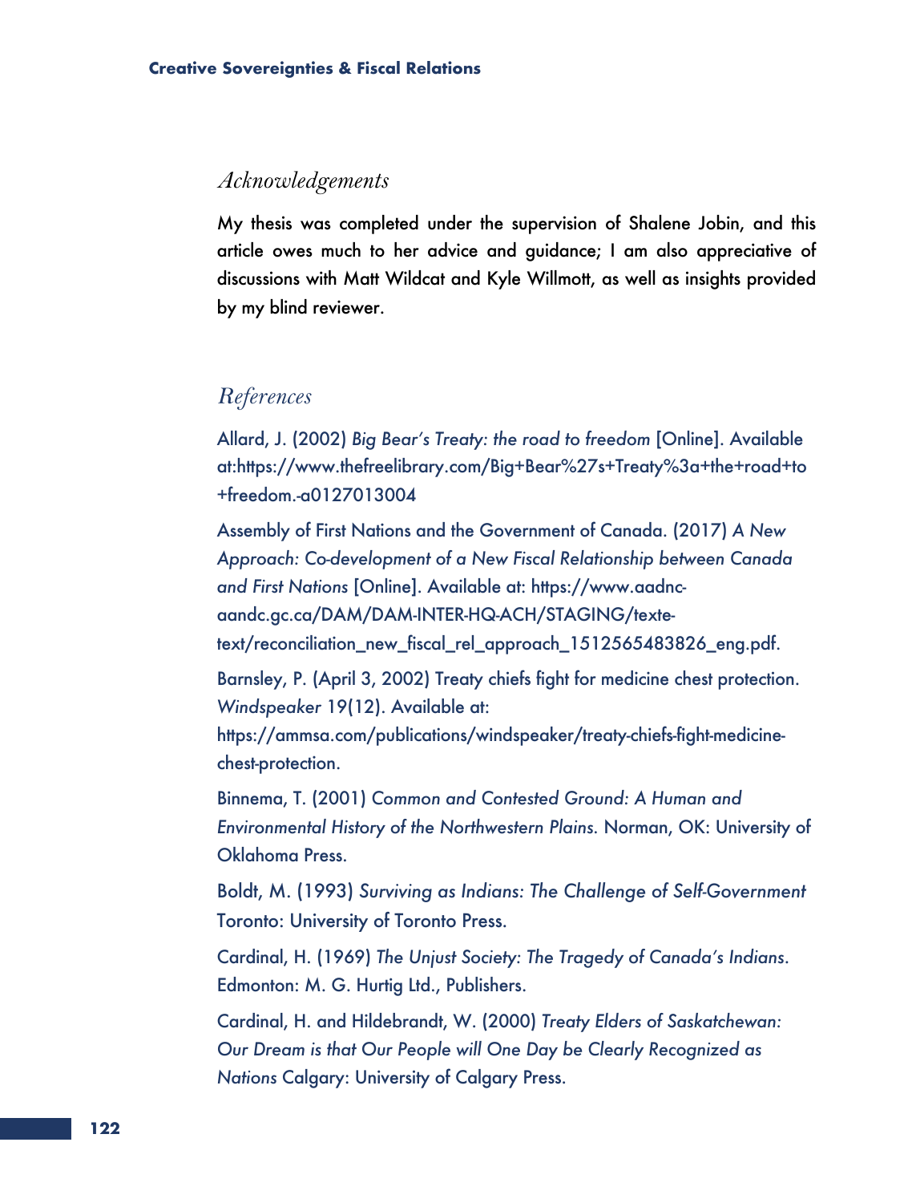## *Acknowledgements*

My thesis was completed under the supervision of Shalene Jobin, and this article owes much to her advice and guidance; I am also appreciative of discussions with Matt Wildcat and Kyle Willmott, as well as insights provided by my blind reviewer.

## *References*

Allard, J. (2002) *Big Bear's Treaty: the road to freedom* [Online]. Available at:https://www.thefreelibrary.com/Big+Bear%27s+Treaty%3a+the+road+to+freedom.-a0127013004

Assembly of First Nations and the Government of Canada. (2017) *A New Approach: Co-development of a New Fiscal Relationship between Canada and First Nations* [Online]. Available at: https://www.aadnc-aandc.gc.ca/DAM/DAM-INTER-HQ-ACH/STAGING/texte-text/reconciliation_new_fiscal_rel_approach_1512565483826_eng.pdf.

Barnsley, P. (April 3, 2002) Treaty chiefs fight for medicine chest protection. *Windspeaker* 19(12). Available at: https://ammsa.com/publications/windspeaker/treaty-chiefs-fight-medicine-chest-protection.

Binnema, T. (2001) *Common and Contested Ground: A Human and Environmental History of the Northwestern Plains.* Norman, OK: University of Oklahoma Press.

Boldt, M. (1993) *Surviving as Indians: The Challenge of Self-Government* Toronto: University of Toronto Press.

Cardinal, H. (1969) *The Unjust Society: The Tragedy of Canada's Indians*. Edmonton: M. G. Hurtig Ltd., Publishers.

Cardinal, H. and Hildebrandt, W. (2000) *Treaty Elders of Saskatchewan: Our Dream is that Our People will One Day be Clearly Recognized as Nations* Calgary: University of Calgary Press.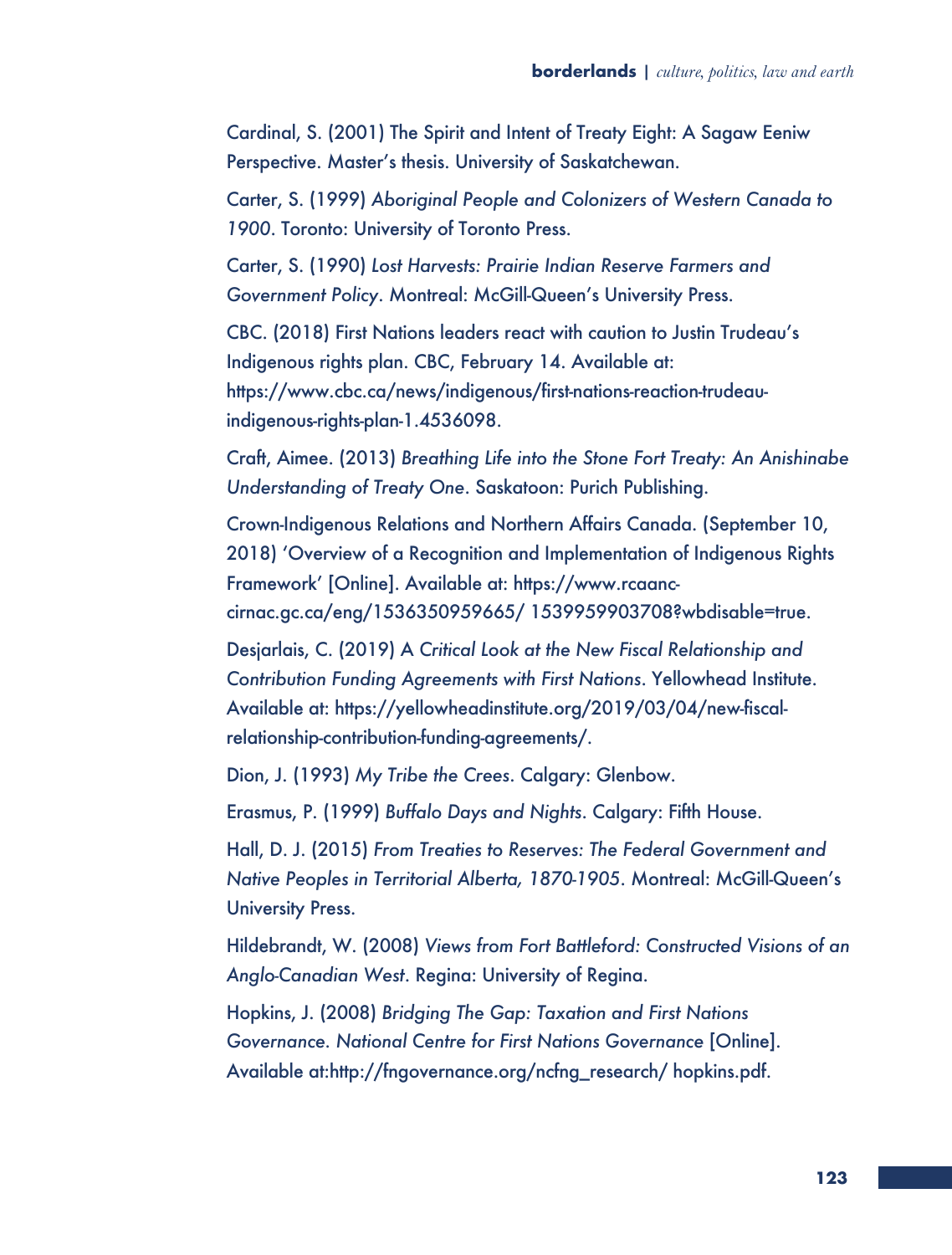Cardinal, S. (2001) The Spirit and Intent of Treaty Eight: A Sagaw Eeniw Perspective. Master's thesis. University of Saskatchewan.

Carter, S. (1999) *Aboriginal People and Colonizers of Western Canada to 1900*. Toronto: University of Toronto Press.

Carter, S. (1990) *Lost Harvests: Prairie Indian Reserve Farmers and Government Policy*. Montreal: McGill-Queen's University Press.

CBC. (2018) First Nations leaders react with caution to Justin Trudeau's Indigenous rights plan. CBC, February 14. Available at: https://www.cbc.ca/news/indigenous/first-nations-reaction-trudeau-indigenous-rights-plan-1.4536098.

Craft, Aimee. (2013) *Breathing Life into the Stone Fort Treaty: An Anishinabe Understanding of Treaty One*. Saskatoon: Purich Publishing.

Crown-Indigenous Relations and Northern Affairs Canada. (September 10, 2018) 'Overview of a Recognition and Implementation of Indigenous Rights Framework' [Online]. Available at: https://www.rcaanc-cirnac.gc.ca/eng/1536350959665/ 1539959903708?wbdisable=true.

Desjarlais, C. (2019) A *Critical Look at the New Fiscal Relationship and Contribution Funding Agreements with First Nations*. Yellowhead Institute. Available at: https://yellowheadinstitute.org/2019/03/04/new-fiscal-relationship-contribution-funding-agreements/.

Dion, J. (1993) *My Tribe the Crees*. Calgary: Glenbow.

Erasmus, P. (1999) *Buffalo Days and Nights*. Calgary: Fifth House.

Hall, D. J. (2015) *From Treaties to Reserves: The Federal Government and Native Peoples in Territorial Alberta, 1870-1905*. Montreal: McGill-Queen's University Press.

Hildebrandt, W. (2008) *Views from Fort Battleford: Constructed Visions of an Anglo-Canadian West*. Regina: University of Regina.

Hopkins, J. (2008) *Bridging The Gap: Taxation and First Nations Governance. National Centre for First Nations Governance* [Online]. Available at:http://fngovernance.org/ncfng_research/ hopkins.pdf.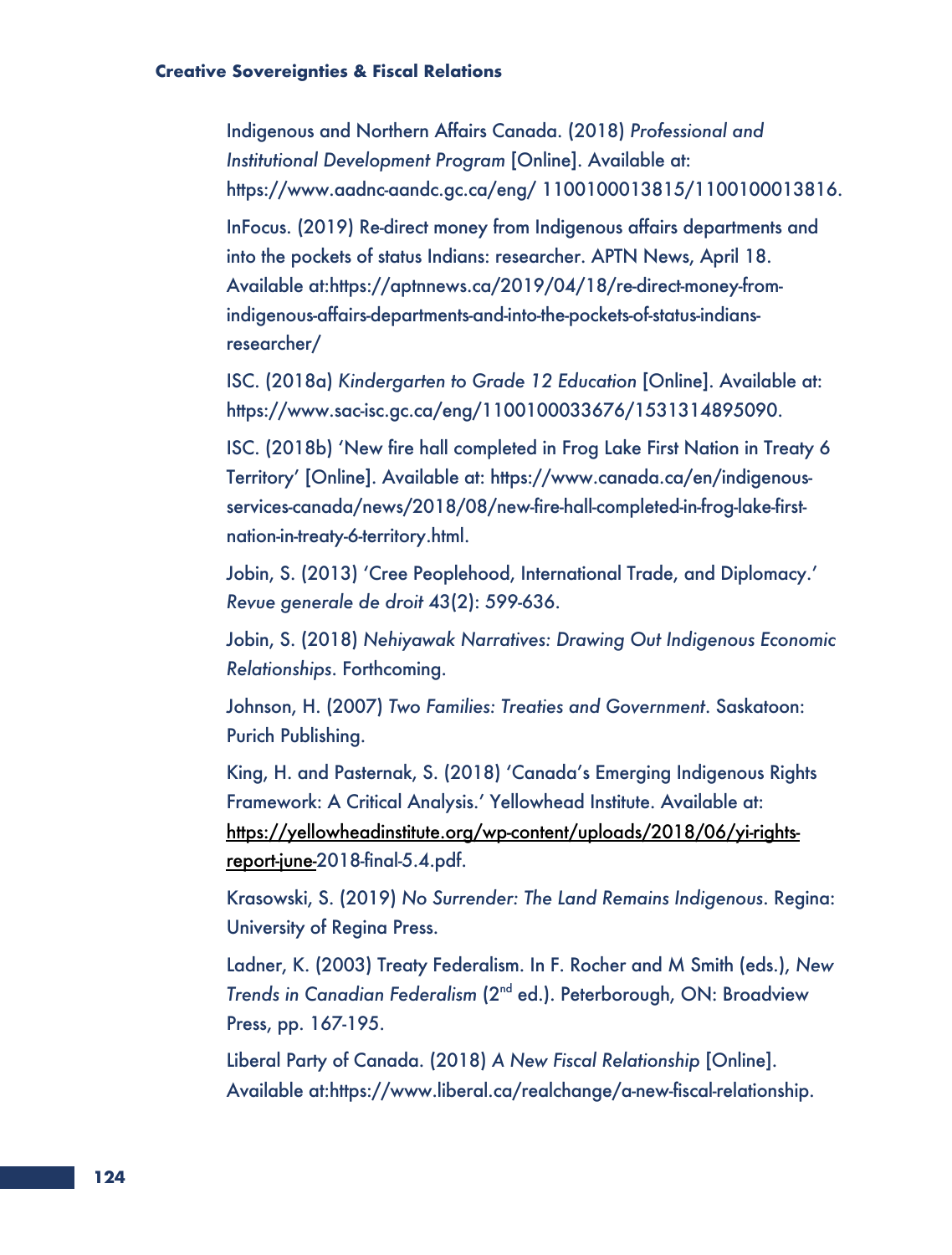Indigenous and Northern Affairs Canada. (2018) *Professional and Institutional Development Program* [Online]. Available at: https://www.aadnc-aandc.gc.ca/eng/ 1100100013815/1100100013816.

InFocus. (2019) Re-direct money from Indigenous affairs departments and into the pockets of status Indians: researcher. APTN News, April 18. Available at:https://aptnnews.ca/2019/04/18/re-direct-money-from-indigenous-affairs-departments-and-into-the-pockets-of-status-indians-researcher/

ISC. (2018a) *Kindergarten to Grade 12 Education* [Online]. Available at: https://www.sac-isc.gc.ca/eng/1100100033676/1531314895090.

ISC. (2018b) 'New fire hall completed in Frog Lake First Nation in Treaty 6 Territory' [Online]. Available at: https://www.canada.ca/en/indigenous-services-canada/news/2018/08/new-fire-hall-completed-in-frog-lake-first-nation-in-treaty-6-territory.html.

Jobin, S. (2013) 'Cree Peoplehood, International Trade, and Diplomacy.' *Revue generale de droit* 43(2): 599-636.

Jobin, S. (2018) *Nehiyawak Narratives: Drawing Out Indigenous Economic Relationships*. Forthcoming.

Johnson, H. (2007) *Two Families: Treaties and Government*. Saskatoon: Purich Publishing.

King, H. and Pasternak, S. (2018) 'Canada's Emerging Indigenous Rights Framework: A Critical Analysis.' Yellowhead Institute. Available at: https://yellowheadinstitute.org/wp-content/uploads/2018/06/yi-rights-report-june-2018-final-5.4.pdf.

Krasowski, S. (2019) *No Surrender: The Land Remains Indigenous*. Regina: University of Regina Press.

Ladner, K. (2003) Treaty Federalism. In F. Rocher and M Smith (eds.), *New Trends in Canadian Federalism* (2nd ed.). Peterborough, ON: Broadview Press, pp. 167-195.

Liberal Party of Canada. (2018) *A New Fiscal Relationship* [Online]. Available at:https://www.liberal.ca/realchange/a-new-fiscal-relationship.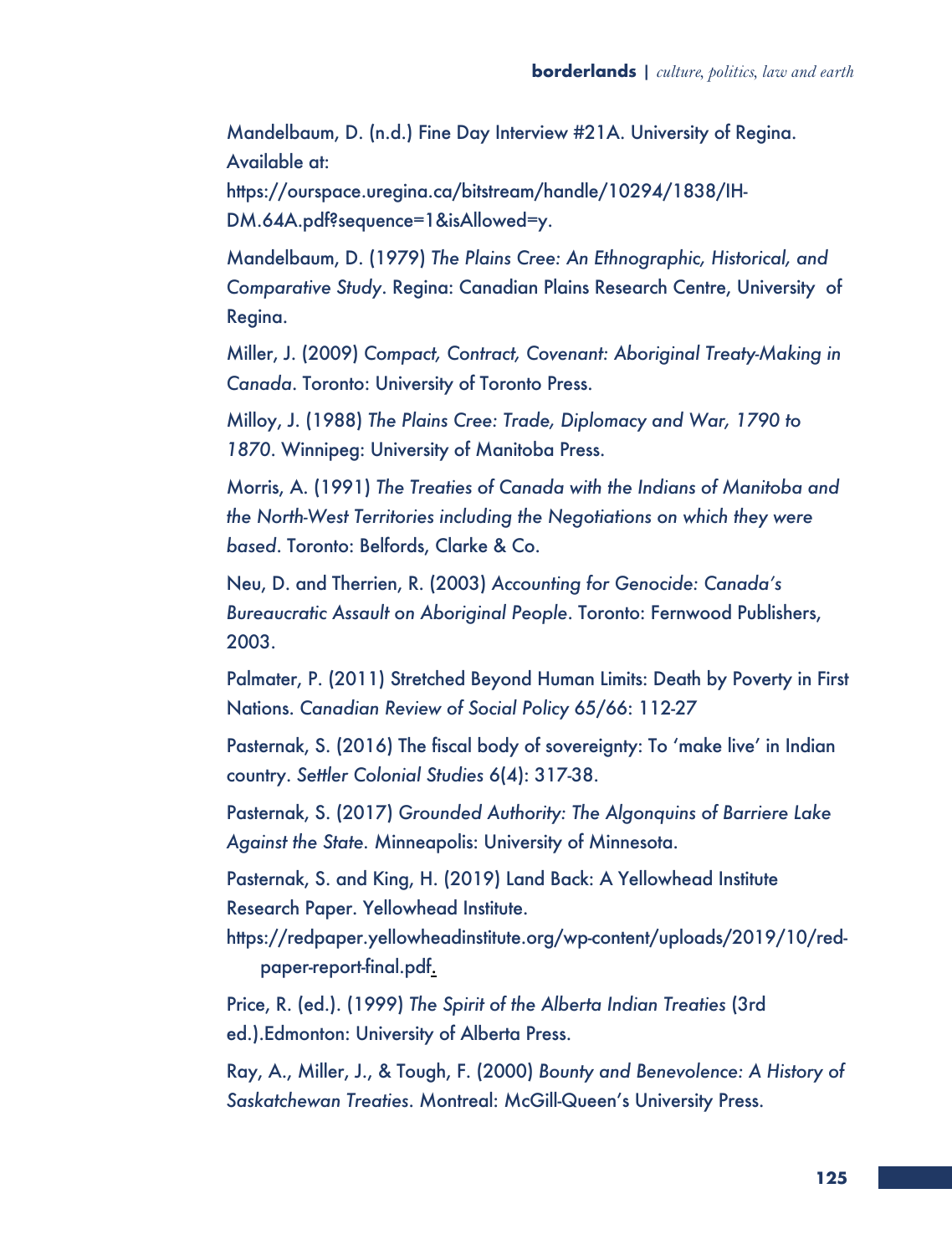Mandelbaum, D. (n.d.) Fine Day Interview #21A. University of Regina. Available at: https://ourspace.uregina.ca/bitstream/handle/10294/1838/IH-DM.64A.pdf?sequence=1&isAllowed=y.

Mandelbaum, D. (1979) *The Plains Cree: An Ethnographic, Historical, and Comparative Study*. Regina: Canadian Plains Research Centre, University of Regina.

Miller, J. (2009) *Compact, Contract, Covenant: Aboriginal Treaty-Making in Canada*. Toronto: University of Toronto Press.

Milloy, J. (1988) *The Plains Cree: Trade, Diplomacy and War, 1790 to 1870*. Winnipeg: University of Manitoba Press.

Morris, A. (1991) *The Treaties of Canada with the Indians of Manitoba and the North-West Territories including the Negotiations on which they were based*. Toronto: Belfords, Clarke & Co.

Neu, D. and Therrien, R. (2003) *Accounting for Genocide: Canada's Bureaucratic Assault on Aboriginal People*. Toronto: Fernwood Publishers, 2003.

Palmater, P. (2011) Stretched Beyond Human Limits: Death by Poverty in First Nations. *Canadian Review of Social Policy* 65/66: 112-27

Pasternak, S. (2016) The fiscal body of sovereignty: To 'make live' in Indian country. *Settler Colonial Studies* 6(4): 317-38.

Pasternak, S. (2017) *Grounded Authority: The Algonquins of Barriere Lake Against the State*. Minneapolis: University of Minnesota.

Pasternak, S. and King, H. (2019) Land Back: A Yellowhead Institute Research Paper. Yellowhead Institute. https://redpaper.yellowheadinstitute.org/wp-content/uploads/2019/10/red-paper-report-final.pdf.

Price, R. (ed.). (1999) *The Spirit of the Alberta Indian Treaties* (3rd ed.).Edmonton: University of Alberta Press.

Ray, A., Miller, J., & Tough, F. (2000) *Bounty and Benevolence: A History of Saskatchewan Treaties*. Montreal: McGill-Queen's University Press.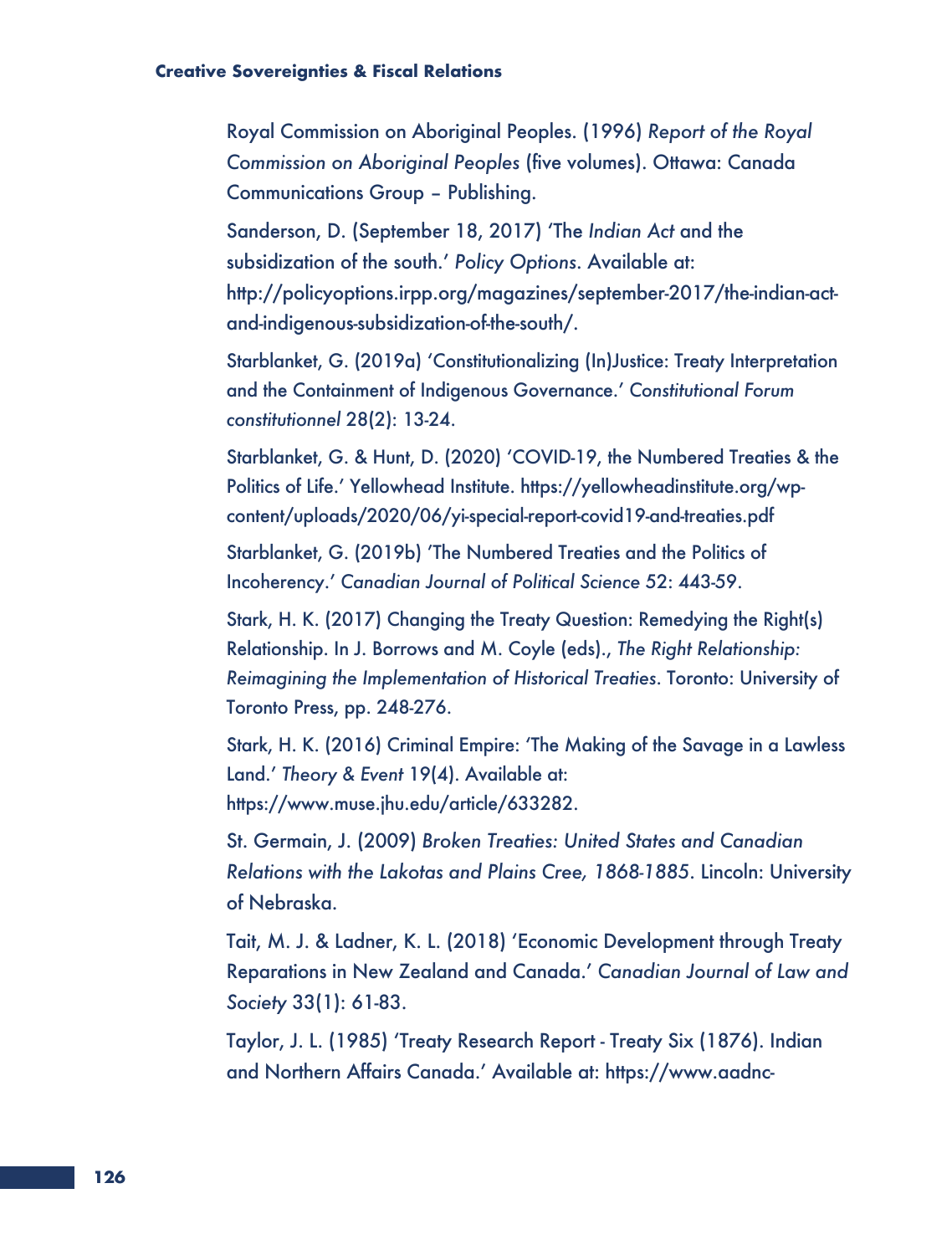Royal Commission on Aboriginal Peoples. (1996) *Report of the Royal Commission on Aboriginal Peoples* (five volumes). Ottawa: Canada Communications Group – Publishing.

Sanderson, D. (September 18, 2017) 'The *Indian Act* and the subsidization of the south.' *Policy Options*. Available at: http://policyoptions.irpp.org/magazines/september-2017/the-indian-act-and-indigenous-subsidization-of-the-south/.

Starblanket, G. (2019a) 'Constitutionalizing (In)Justice: Treaty Interpretation and the Containment of Indigenous Governance.' *Constitutional Forum constitutionnel* 28(2): 13-24.

Starblanket, G. & Hunt, D. (2020) 'COVID-19, the Numbered Treaties & the Politics of Life.' Yellowhead Institute. https://yellowheadinstitute.org/wp-content/uploads/2020/06/yi-special-report-covid19-and-treaties.pdf

Starblanket, G. (2019b) 'The Numbered Treaties and the Politics of Incoherency.' *Canadian Journal of Political Science* 52: 443-59.

Stark, H. K. (2017) Changing the Treaty Question: Remedying the Right(s) Relationship. In J. Borrows and M. Coyle (eds)., *The Right Relationship: Reimagining the Implementation of Historical Treaties*. Toronto: University of Toronto Press, pp. 248-276.

Stark, H. K. (2016) Criminal Empire: 'The Making of the Savage in a Lawless Land.' *Theory & Event* 19(4). Available at: https://www.muse.jhu.edu/article/633282.

St. Germain, J. (2009) *Broken Treaties: United States and Canadian Relations with the Lakotas and Plains Cree, 1868-1885*. Lincoln: University of Nebraska.

Tait, M. J. & Ladner, K. L. (2018) 'Economic Development through Treaty Reparations in New Zealand and Canada.' *Canadian Journal of Law and Society* 33(1): 61-83.

Taylor, J. L. (1985) 'Treaty Research Report - Treaty Six (1876). Indian and Northern Affairs Canada.' Available at: https://www.aadnc-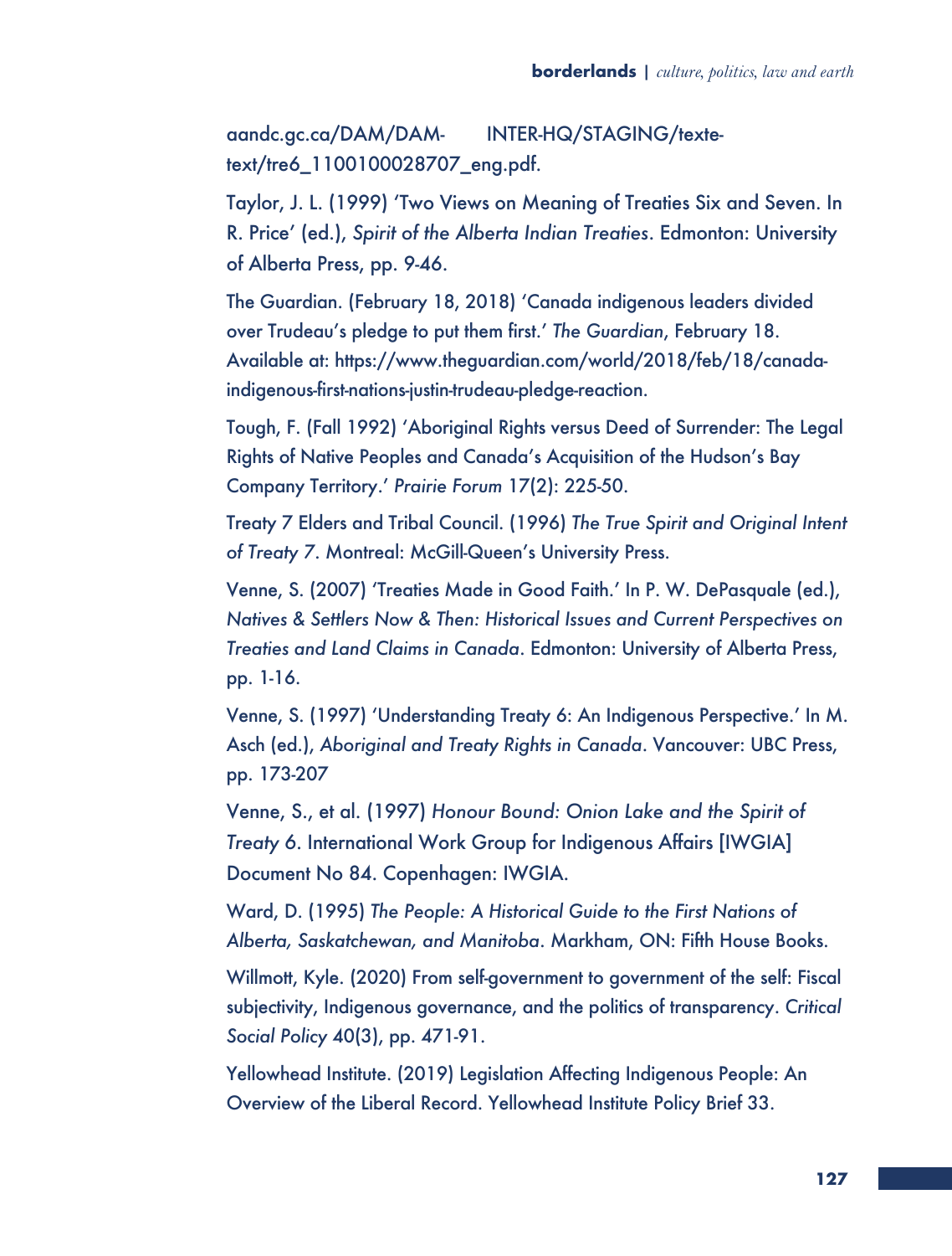aandc.gc.ca/DAM/DAM- INTER-HQ/STAGING/texte-text/tre6_1100100028707_eng.pdf.

Taylor, J. L. (1999) 'Two Views on Meaning of Treaties Six and Seven. In R. Price' (ed.), *Spirit of the Alberta Indian Treaties*. Edmonton: University of Alberta Press, pp. 9-46.

The Guardian. (February 18, 2018) 'Canada indigenous leaders divided over Trudeau's pledge to put them first.' *The Guardian*, February 18. Available at: https://www.theguardian.com/world/2018/feb/18/canada-indigenous-first-nations-justin-trudeau-pledge-reaction.

Tough, F. (Fall 1992) 'Aboriginal Rights versus Deed of Surrender: The Legal Rights of Native Peoples and Canada's Acquisition of the Hudson's Bay Company Territory.' *Prairie Forum* 17(2): 225-50.

Treaty 7 Elders and Tribal Council. (1996) *The True Spirit and Original Intent of Treaty 7*. Montreal: McGill-Queen's University Press.

Venne, S. (2007) 'Treaties Made in Good Faith.' In P. W. DePasquale (ed.), *Natives & Settlers Now & Then: Historical Issues and Current Perspectives on Treaties and Land Claims in Canada*. Edmonton: University of Alberta Press, pp. 1-16.

Venne, S. (1997) 'Understanding Treaty 6: An Indigenous Perspective.' In M. Asch (ed.), *Aboriginal and Treaty Rights in Canada*. Vancouver: UBC Press, pp. 173-207

Venne, S., et al. (1997) *Honour Bound: Onion Lake and the Spirit of Treaty 6*. International Work Group for Indigenous Affairs [IWGIA] Document No 84. Copenhagen: IWGIA.

Ward, D. (1995) *The People: A Historical Guide to the First Nations of Alberta, Saskatchewan, and Manitoba*. Markham, ON: Fifth House Books.

Willmott, Kyle. (2020) From self-government to government of the self: Fiscal subjectivity, Indigenous governance, and the politics of transparency. *Critical Social Policy* 40(3), pp. 471-91.

Yellowhead Institute. (2019) Legislation Affecting Indigenous People: An Overview of the Liberal Record. Yellowhead Institute Policy Brief 33.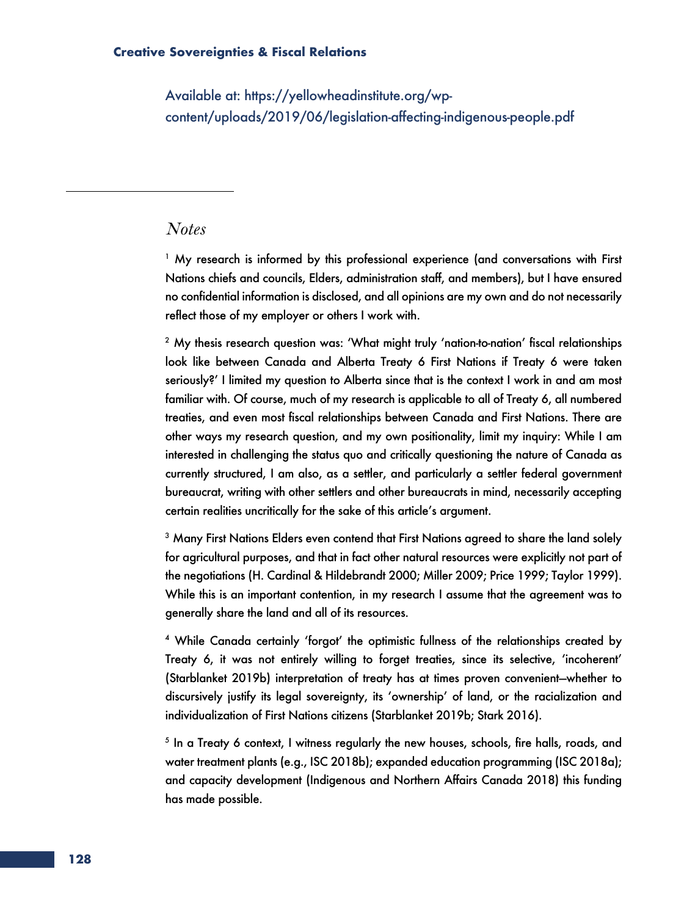Available at: https://yellowheadinstitute.org/wp-content/uploads/2019/06/legislation-affecting-indigenous-people.pdf

---

*Notes*

[1] My research is informed by this professional experience (and conversations with First Nations chiefs and councils, Elders, administration staff, and members), but I have ensured no confidential information is disclosed, and all opinions are my own and do not necessarily reflect those of my employer or others I work with.

[2] My thesis research question was: 'What might truly 'nation-to-nation' fiscal relationships look like between Canada and Alberta Treaty 6 First Nations if Treaty 6 were taken seriously?' I limited my question to Alberta since that is the context I work in and am most familiar with. Of course, much of my research is applicable to all of Treaty 6, all numbered treaties, and even most fiscal relationships between Canada and First Nations. There are other ways my research question, and my own positionality, limit my inquiry: While I am interested in challenging the status quo and critically questioning the nature of Canada as currently structured, I am also, as a settler, and particularly a settler federal government bureaucrat, writing with other settlers and other bureaucrats in mind, necessarily accepting certain realities uncritically for the sake of this article's argument.

[3] Many First Nations Elders even contend that First Nations agreed to share the land solely for agricultural purposes, and that in fact other natural resources were explicitly not part of the negotiations (H. Cardinal & Hildebrandt 2000; Miller 2009; Price 1999; Taylor 1999). While this is an important contention, in my research I assume that the agreement was to generally share the land and all of its resources.

[4] While Canada certainly 'forgot' the optimistic fullness of the relationships created by Treaty 6, it was not entirely willing to forget treaties, since its selective, 'incoherent' (Starblanket 2019b) interpretation of treaty has at times proven convenient—whether to discursively justify its legal sovereignty, its 'ownership' of land, or the racialization and individualization of First Nations citizens (Starblanket 2019b; Stark 2016).

[5] In a Treaty 6 context, I witness regularly the new houses, schools, fire halls, roads, and water treatment plants (e.g., ISC 2018b); expanded education programming (ISC 2018a); and capacity development (Indigenous and Northern Affairs Canada 2018) this funding has made possible.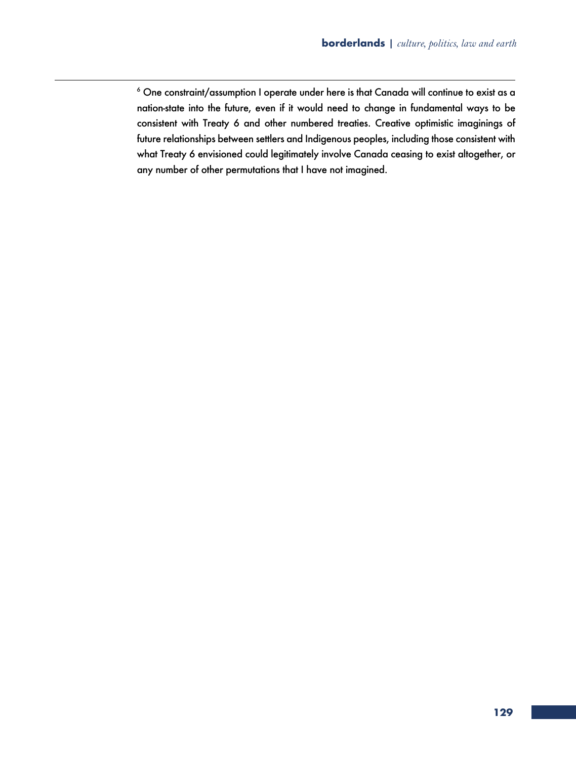[6] One constraint/assumption I operate under here is that Canada will continue to exist as a nation-state into the future, even if it would need to change in fundamental ways to be consistent with Treaty 6 and other numbered treaties. Creative optimistic imaginings of future relationships between settlers and Indigenous peoples, including those consistent with what Treaty 6 envisioned could legitimately involve Canada ceasing to exist altogether, or any number of other permutations that I have not imagined.